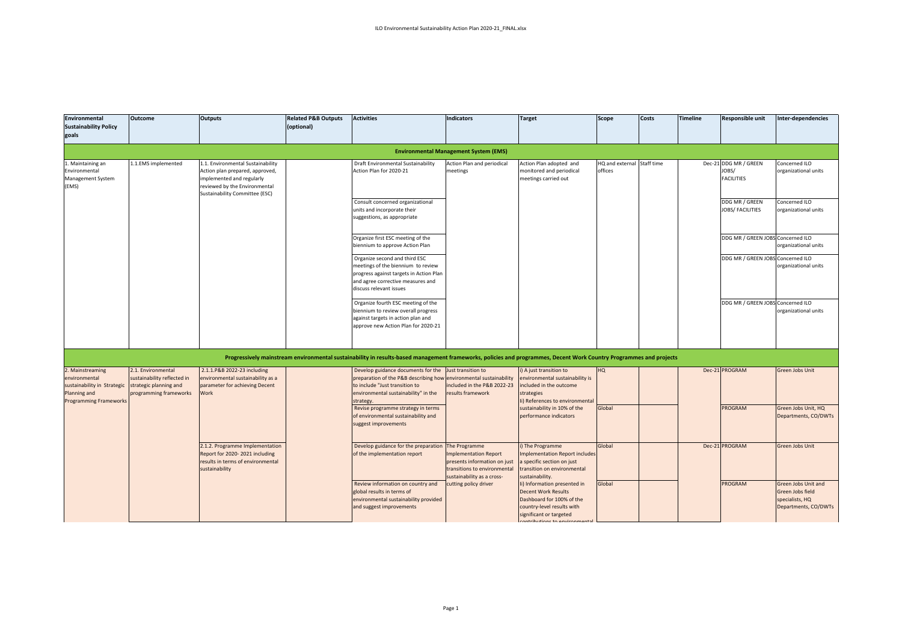| Environmental Sustainability Policy goals | Outcome | Outputs | Related P&B Outputs (optional) | Activities | Indicators | Target | Scope | Costs | Timeline | Responsible unit | Inter-dependencies |
|---|---|---|---|---|---|---|---|---|---|---|---|
| **Environmental Management System (EMS)** | | | | | | | | | | | |
| 1. Maintaining an Environmental Management System (EMS) | 1.1.EMS implemented | 1.1. Environmental Sustainability Action plan prepared, approved, implemented and regularly reviewed by the Environmental Sustainability Committee (ESC) | | Draft Environmental Sustainability Action Plan for 2020-21 | Action Plan and periodical meetings | Action Plan adopted and monitored and periodical meetings carried out | HQ and external offices | Staff time | Dec-21 | DDG MR / GREEN JOBS/ FACILITIES | Concerned ILO organizational units |
| | | | | Consult concerned organizational units and incorporate their suggestions, as appropriate | | | | | | DDG MR / GREEN JOBS/ FACILITIES | Concerned ILO organizational units |
| | | | | Organize first ESC meeting of the biennium to approve Action Plan | | | | | | DDG MR / GREEN JOBS | Concerned ILO organizational units |
| | | | | Organize second and third ESC meetings of the biennium to review progress against targets in Action Plan and agree corrective measures and discuss relevant issues | | | | | | DDG MR / GREEN JOBS | Concerned ILO organizational units |
| | | | | Organize fourth ESC meeting of the biennium to review overall progress against targets in action plan and approve new Action Plan for 2020-21 | | | | | | DDG MR / GREEN JOBS | Concerned ILO organizational units |
| **Progressively mainstream environmental sustainability in results-based management frameworks, policies and programmes, Decent Work Country Programmes and projects** | | | | | | | | | | | |
| 2. Mainstreaming environmental sustainability in Strategic Planning and Programming Frameworks | 2.1. Environmental sustainability reflected in strategic planning and programming frameworks | 2.1.1.P&B 2022-23 including environmental sustainability as a parameter for achieving Decent Work | | Develop guidance documents for the preparation of the P&B describing how to include "Just transition to environmental sustainability" in the strategy. | Just transition to environmental sustainability included in the P&B 2022-23 results framework | i) A just transition to environmental sustainability is included in the outcome strategies<br>ii) References to environmental sustainability in 10% of the performance indicators | HQ | | Dec-21 | PROGRAM | Green Jobs Unit |
| | | | | Revise programme strategy in terms of environmental sustainability and suggest improvements | | | Global | | | PROGRAM | Green Jobs Unit, HQ Departments, CO/DWTs |
| | | 2.1.2. Programme Implementation Report for 2020- 2021 including results in terms of environmental sustainability | | Develop guidance for the preparation of the implementation report | The Programme Implementation Report presents information on just transitions to environmental sustainability as a cross-cutting policy driver | i) The Programme Implementation Report includes a specific section on just transition on environmental sustainability. | Global | | Dec-21 | PROGRAM | Green Jobs Unit |
| | | | | Review information on country and global results in terms of environmental sustainability provided and suggest improvements | | ii) Information presented in Decent Work Results Dashboard for 100% of the country-level results with significant or targeted contributions to environmental | Global | | | PROGRAM | Green Jobs Unit and Green Jobs field specialists, HQ Departments, CO/DWTs |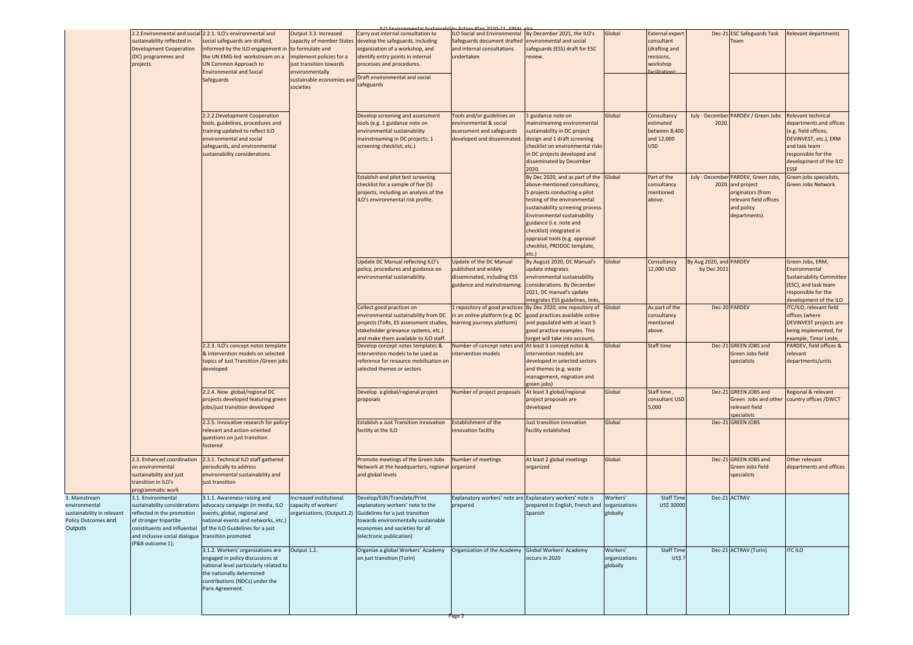| | 2.2.Environmental and social sustainability reflected in Development Cooperation (DC) programmes and projects. | 2.2.1. ILO's environmental and social safeguards are drafted, informed by the ILO engagement in the UN EMG-led workstream on a UN Common Approach to Environmental and Social Safeguards | Output 3.3. Increased capacity of member States to formulate and implement policies for a just transition towards environmentally sustainable economies and societies | Carry out internal consultation to develop the safeguards, including organization of a workshop, and identify entry points in internal processes and procedures. | ILO Social and Environmental Safeguards document drafted and internal consultations undertaken | By December 2021, the ILO's environmental and social safeguards (ESS) draft for ESC review. | Global | External expert consultant (drafting and revisions, workshop facilitation): | Dec-21 | ESC Safeguards Task Team | Relevant departments |
|---|---|---|---|---|---|---|---|---|---|---|---|
| | | | | Draft environmental and social safeguards | | | | | | | |
| | | 2.2.2.Development Cooperation tools, guidelines, procedures and training updated to reflect ILO environmental and social safeguards, and environmental sustainability considerations. | | Develop screening and assessment tools (e.g. 1 guidance note on environmental sustainability mainstreaming in DC projects; 1 screening checklist; etc.) | Tools and/or guidelines on environmental & social assessment and safeguards developed and disseminated. | 1 guidance note on mainstreaming environmental sustainability in DC project design and 1 draft screening checklist on environmental risks in DC projects developed and disseminated by December 2020. | Global | Consultancy estimated between 8,400 and 12,000 USD | July - December 2020. | PARDEV / Green Jobs | Relevant technical departments and offices (e.g. field offices; DEVINVEST; etc.), ERM and task team responsible for the development of the ILO ESSF |
| | | | | Establish and pilot test screening checklist for a sample of five (5) projects, including an analysis of the ILO's environmental risk profile. | | By Dec 2020, and as part of the above-mentioned consultancy, 5 projects conducting a pilot testing of the environmental sustainability screening process. Environmental sustainability guidance (i.e. note and checklist) integrated in appraisal tools (e.g. appraisal checklist, PRODOC template, etc.) | Global | Part of the consultancy mentioned above. | July - December 2020. | PARDEV, Green Jobs, and project originators (from relevant field offices and policy departments). | Green jobs specialists, Green Jobs Network |
| | | | | Update DC Manual reflecting ILO's policy, procedures and guidance on environmental sustainability. | Update of the DC Manual published and widely disseminated, including ESS guidance and mainstreaming. | By August 2020, DC Manual's update integrates environmental sustainability considerations. By December 2021, DC manual's update integrates ESS guidelines, links, | Global | Consultancy 12,000 USD | By Aug 2020, and by Dec 2021 | PARDEV | Green Jobs, ERM, Environmental Sustainability Committee (ESC), and task team responsible for the development of the ILO |
| | | | | Collect good practices on environmental sustainability from DC projects (ToRs, ES assessment studies, stakeholder grievance systems, etc.) and make them available to ILO staff. | 1 repository of good practices in an online platform (e.g. DC learning journeys platform) | By Dec 2020, one repository of good practices available online and populated with at least 5 good practice examples. This target will take into account, | Global | As part of the consultancy mentioned above. | Dec-20 | PARDEV | ITC/ILO, relevant field offices (where DEVINVEST projects are being implemented, for example, Timor Leste, |
| | | 2.2.3. ILO's concept notes template & intervention models on selected topics of Just Transition /Green jobs developed | | Develop concept notes templates & intervention models to be used as reference for resource mobilisation on selected themes or sectors | Number of concept notes and intervention models | At least 3 concept notes & intervention models are developed in selected sectors and themes (e.g. waste management, migration and green jobs) | Global | Staff time | Dec-21 | GREEN JOBS and Green Jobs field specialists | PARDEV, field offices & relevant departments/units |
| | | 2.2.4. New global/regional DC projects developed featuring green jobs/just transition developed | | Develop a global/regional project proposals | Number of project proposals | At least 3 global/regional project proposals are developed | Global | Staff time , consultant USD 5,000 | Dec-21 | GREEN JOBS and Green Jobs and other relevant field specialists | Regional & relevant country offices /DWCT |
| | | 2.2.5. Innovative research for policy-relevant and action-oriented questions on just transition fostered | | Establish a Just Transition Innovation facility at the ILO | Establishment of the innovation facility | Just transition innovation facility established | Global | | Dec-21 | GREEN JOBS | |
| | 2.3. Enhanced coordination on environmental sustainability and just transition in ILO's programmatic work | 2.3.1. Technical ILO staff gathered periodically to address environmental sustainability and just transition | | Promote meetings of the Green Jobs Network at the headquarters, regional and global levels | Number of meetings organized | At least 2 global meetings organized | Global | | Dec-21 | GREEN JOBS and Green Jobs field specialists | Other relevant departments and offices |
| 3. Mainstream environmental sustainability in relevant Policy Outcomes and Outputs | 3.1. Environmental sustainability considerations reflected in the promotion of stronger tripartite constituents and influential and inclusive social dialogue (P&B outcome 1); | 3.1.1. Awareness-raising and advocacy campaign (in media, ILO events, global, regional and national events and networks, etc.) of the ILO Guidelines for a just transition promoted | Increased institutional capacity of workers' organizations, (Output1.2) | Develop/Edit/Translate/Print explanatory workers' note to the Guidelines for a just transition towards environmentally sustainable economies and societies for all (electronic publication) | Explanatory workers' note are prepared | Explanatory workers' note is prepared in English, French and Spanish | Workers' organizations globally | Staff Time US$ 30000 | Dec-21 | ACTRAV | |
| | | 3.1.2. Workers' organizations are engaged in policy discussions at national level particularly related to the nationally determined contributions (NDCs) under the Paris Agreement. | Output 1.2. | Organize a global Workers' Academy on just transition (Turin) | Organization of the Academy | Global Workers' Academy occurs in 2020 | Workers' organizations globally | Staff Time US$ ? | Dec-21 | ACTRAV (Turin) | ITC ILO |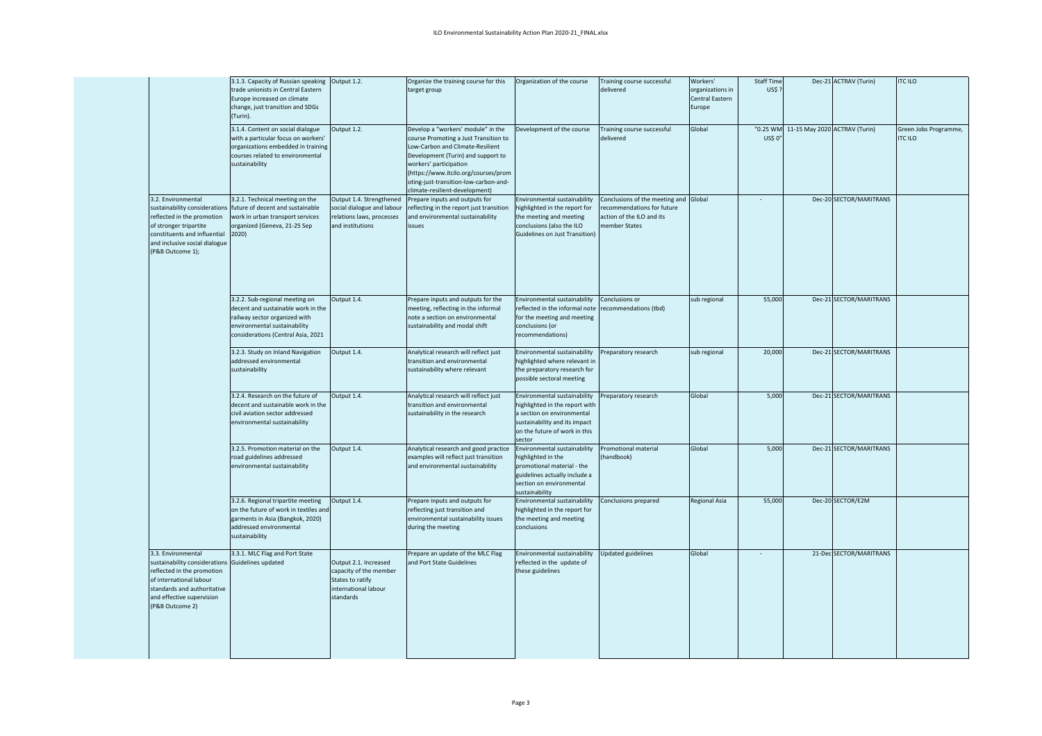| | | | | | | | | | | |
|---|---|---|---|---|---|---|---|---|---|---|
| | 3.1.3. Capacity of Russian speaking trade unionists in Central Eastern Europe increased on climate change, just transition and SDGs (Turin). | Output 1.2. | Organize the training course for this target group | Organization of the course | Training course successful delivered | Workers' organizations in Central Eastern Europe | Staff Time US$ ? | Dec-21 | ACTRAV (Turin) | ITC ILO |
| | 3.1.4. Content on social dialogue with a particular focus on workers' organizations embedded in training courses related to environmental sustainability | Output 1.2. | Develop a "workers' module" in the course Promoting a Just Transition to Low-Carbon and Climate-Resilient Development (Turin) and support to workers' participation (https://www.itcilo.org/courses/promoting-just-transition-low-carbon-and-climate-resilient-development) | Development of the course | Training course successful delivered | Global | "0.25 WM US$ 0" | 11-15 May 2020 | ACTRAV (Turin) | Green Jobs Programme, ITC ILO |
| 3.2. Environmental sustainability considerations reflected in the promotion of stronger tripartite constituents and influential and inclusive social dialogue (P&B Outcome 1); | 3.2.1. Technical meeting on the future of decent and sustainable work in urban transport services organized (Geneva, 21-25 Sep 2020) | Output 1.4. Strengthened social dialogue and labour relations laws, processes and institutions | Prepare inputs and outputs for reflecting in the report just transition and environmental sustainability issues | Environmental sustainability highlighted in the report for the meeting and meeting conclusions (also the ILO Guidelines on Just Transition) | Conclusions of the meeting and recommendations for future action of the ILO and its member States | Global | - | Dec-20 | SECTOR/MARITRANS | |
| | 3.2.2. Sub-regional meeting on decent and sustainable work in the railway sector organized with environmental sustainability considerations (Central Asia, 2021 | Output 1.4. | Prepare inputs and outputs for the meeting, reflecting in the informal note a section on environmental sustainability and modal shift | Environmental sustainability reflected in the informal note for the meeting and meeting conclusions (or recommendations) | Conclusions or recommendations (tbd) | sub regional | 55,000 | Dec-21 | SECTOR/MARITRANS | |
| | 3.2.3. Study on Inland Navigation addressed environmental sustainability | Output 1.4. | Analytical research will reflect just transition and environmental sustainability where relevant | Environmental sustainability highlighted where relevant in the preparatory research for possible sectoral meeting | Preparatory research | sub regional | 20,000 | Dec-21 | SECTOR/MARITRANS | |
| | 3.2.4. Research on the future of decent and sustainable work in the civil aviation sector addressed environmental sustainability | Output 1.4. | Analytical research will reflect just transition and environmental sustainability in the research | Environmental sustainability highlighted in the report with a section on environmental sustainability and its impact on the future of work in this sector | Preparatory research | Global | 5,000 | Dec-21 | SECTOR/MARITRANS | |
| | 3.2.5. Promotion material on the road guidelines addressed environmental sustainability | Output 1.4. | Analytical research and good practice examples will reflect just transition and environmental sustainability | Environmental sustainability highlighted in the promotional material - the guidelines actually include a section on environmental sustainability | Promotional material (handbook) | Global | 5,000 | Dec-21 | SECTOR/MARITRANS | |
| | 3.2.6. Regional tripartite meeting on the future of work in textiles and garments in Asia (Bangkok, 2020) addressed environmental sustainability | Output 1.4. | Prepare inputs and outputs for reflecting just transition and environmental sustainability issues during the meeting | Environmental sustainability highlighted in the report for the meeting and meeting conclusions | Conclusions prepared | Regional Asia | 55,000 | Dec-20 | SECTOR/E2M | |
| 3.3. Environmental sustainability considerations reflected in the promotion of international labour standards and authoritative and effective supervision (P&B Outcome 2) | 3.3.1. MLC Flag and Port State Guidelines updated | Output 2.1. Increased capacity of the member States to ratify international labour standards | Prepare an update of the MLC Flag and Port State Guidelines | Environmental sustainability reflected in the update of these guidelines | Updated guidelines | Global | - | 21-Dec | SECTOR/MARITRANS | |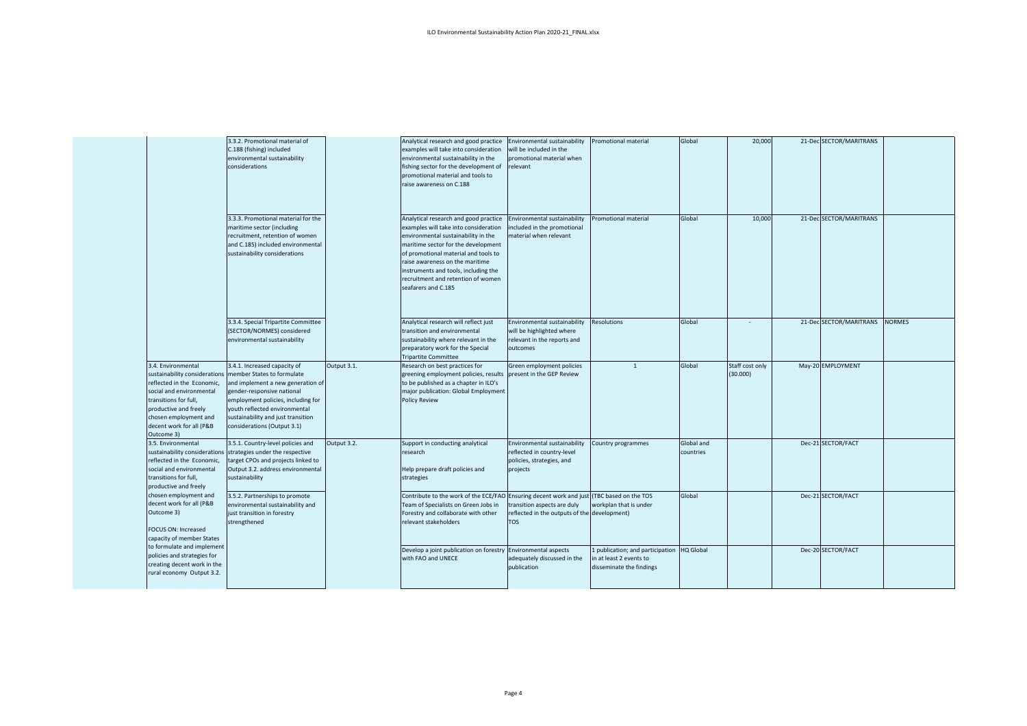| | | | | | | | | | | |
|---|---|---|---|---|---|---|---|---|---|---|
| | 3.3.2. Promotional material of C.188 (fishing) included environmental sustainability considerations | | Analytical research and good practice examples will take into consideration environmental sustainability in the fishing sector for the development of promotional material and tools to raise awareness on C.188 | Environmental sustainability will be included in the promotional material when relevant | Promotional material | Global | 20,000 | 21-Dec | SECTOR/MARITRANS | |
| | 3.3.3. Promotional material for the maritime sector (including recruitment, retention of women and C.185) included environmental sustainability considerations | | Analytical research and good practice examples will take into consideration environmental sustainability in the maritime sector for the development of promotional material and tools to raise awareness on the maritime instruments and tools, including the recruitment and retention of women seafarers and C.185 | Environmental sustainability included in the promotional material when relevant | Promotional material | Global | 10,000 | 21-Dec | SECTOR/MARITRANS | |
| | 3.3.4. Special Tripartite Committee (SECTOR/NORMES) considered environmental sustainability | | Analytical research will reflect just transition and environmental sustainability where relevant in the preparatory work for the Special Tripartite Committee | Environmental sustainability will be highlighted where relevant in the reports and outcomes | Resolutions | Global | - | 21-Dec | SECTOR/MARITRANS | NORMES |
| 3.4. Environmental sustainability considerations reflected in the Economic, social and environmental transitions for full, productive and freely chosen employment and decent work for all (P&B Outcome 3) | 3.4.1. Increased capacity of member States to formulate and implement a new generation of gender-responsive national employment policies, including for youth reflected environmental sustainability and just transition considerations (Output 3.1) | Output 3.1. | Research on best practices for greening employment policies, results to be published as a chapter in ILO's major publication: Global Employment Policy Review | Green employment policies present in the GEP Review | 1 | Global | Staff cost only (30.000) | May-20 | EMPLOYMENT | |
| 3.5. Environmental sustainability considerations reflected in the Economic, social and environmental transitions for full, productive and freely chosen employment and decent work for all (P&B Outcome 3)<br><br>FOCUS ON: Increased capacity of member States to formulate and implement policies and strategies for creating decent work in the rural economy Output 3.2. | 3.5.1. Country-level policies and strategies under the respective target CPOs and projects linked to Output 3.2. address environmental sustainability | Output 3.2. | Support in conducting analytical research<br><br>Help prepare draft policies and strategies | Environmental sustainability reflected in country-level policies, strategies, and projects | Country programmes | Global and countries | | Dec-21 | SECTOR/FACT | |
| | 3.5.2. Partnerships to promote environmental sustainability and just transition in forestry strengthened | | Contribute to the work of the ECE/FAO Team of Specialists on Green Jobs in Forestry and collaborate with other relevant stakeholders | Ensuring decent work and just transition aspects are duly reflected in the outputs of the TOS | (TBC based on the TOS workplan that is under development) | Global | | Dec-21 | SECTOR/FACT | |
| | | | Develop a joint publication on forestry with FAO and UNECE | Environmental aspects adequately discussed in the publication | 1 publication; and participation in at least 2 events to disseminate the findings | HQ Global | | Dec-20 | SECTOR/FACT | |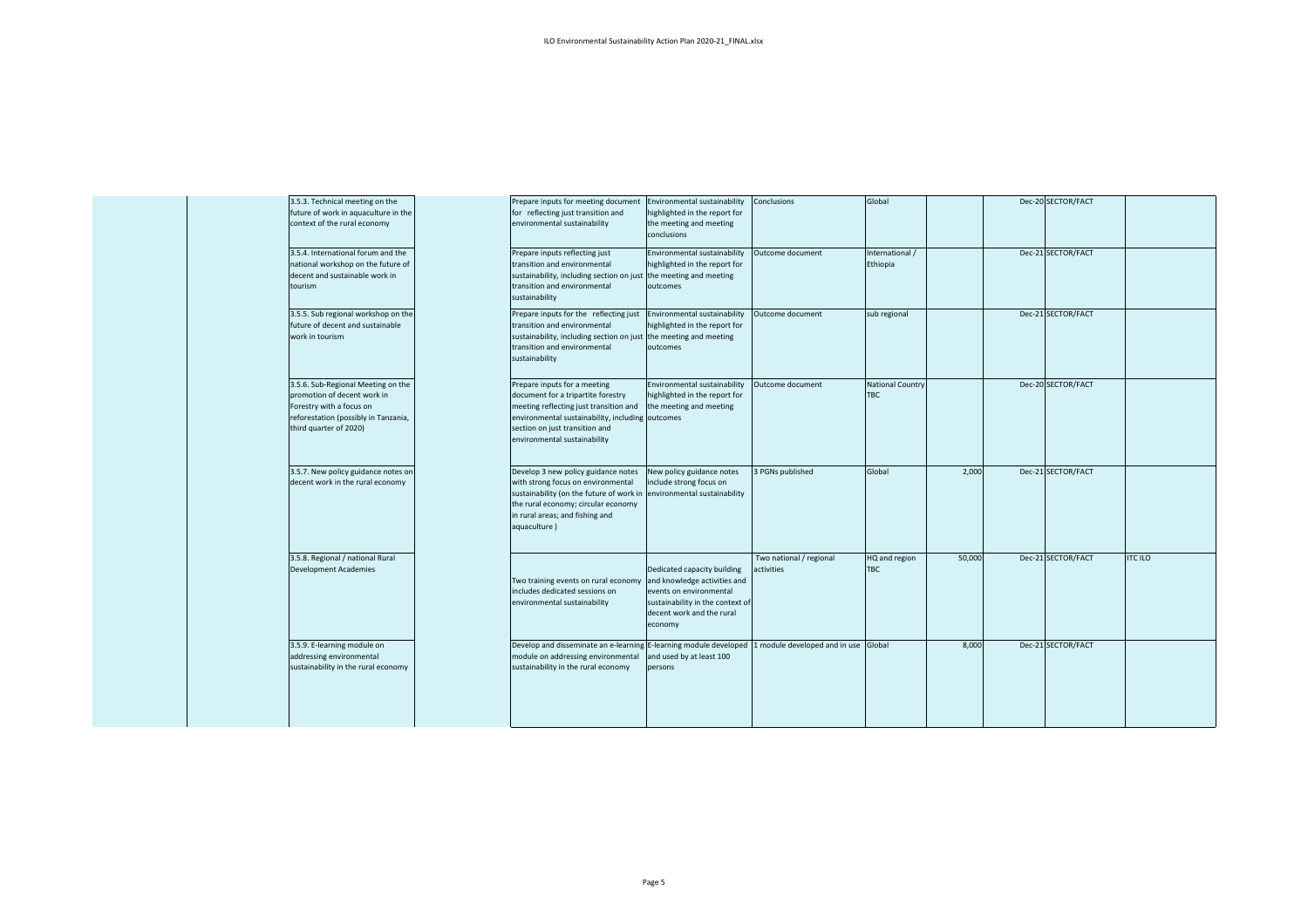| | | | | | | | | | | | | |
|---|---|---|---|---|---|---|---|---|---|---|---|---|
| | | 3.5.3. Technical meeting on the future of work in aquaculture in the context of the rural economy | | Prepare inputs for meeting document for reflecting just transition and environmental sustainability | Environmental sustainability highlighted in the report for the meeting and meeting conclusions | Conclusions | Global | | | Dec-20 | SECTOR/FACT | |
| | | 3.5.4. International forum and the national workshop on the future of decent and sustainable work in tourism | | Prepare inputs reflecting just transition and environmental sustainability, including section on just transition and environmental sustainability | Environmental sustainability highlighted in the report for the meeting and meeting outcomes | Outcome document | International / Ethiopia | | | Dec-21 | SECTOR/FACT | |
| | | 3.5.5. Sub regional workshop on the future of decent and sustainable work in tourism | | Prepare inputs for the reflecting just transition and environmental sustainability, including section on just transition and environmental sustainability | Environmental sustainability highlighted in the report for the meeting and meeting outcomes | Outcome document | sub regional | | | Dec-21 | SECTOR/FACT | |
| | | 3.5.6. Sub-Regional Meeting on the promotion of decent work in Forestry with a focus on reforestation (possibly in Tanzania, third quarter of 2020) | | Prepare inputs for a meeting document for a tripartite forestry meeting reflecting just transition and environmental sustainability, including section on just transition and environmental sustainability | Environmental sustainability highlighted in the report for the meeting and meeting outcomes | Outcome document | National Country TBC | | | Dec-20 | SECTOR/FACT | |
| | | 3.5.7. New policy guidance notes on decent work in the rural economy | | Develop 3 new policy guidance notes with strong focus on environmental sustainability (on the future of work in the rural economy; circular economy in rural areas; and fishing and aquaculture ) | New policy guidance notes include strong focus on environmental sustainability | 3 PGNs published | Global | 2,000 | | Dec-21 | SECTOR/FACT | |
| | | 3.5.8. Regional / national Rural Development Academies | | Two training events on rural economy includes dedicated sessions on environmental sustainability | Dedicated capacity building and knowledge activities and events on environmental sustainability in the context of decent work and the rural economy | Two national / regional activities | HQ and region TBC | 50,000 | | Dec-21 | SECTOR/FACT | ITC ILO |
| | | 3.5.9. E-learning module on addressing environmental sustainability in the rural economy | | Develop and disseminate an e-learning module on addressing environmental sustainability in the rural economy | E-learning module developed and used by at least 100 persons | 1 module developed and in use | Global | 8,000 | | Dec-21 | SECTOR/FACT | |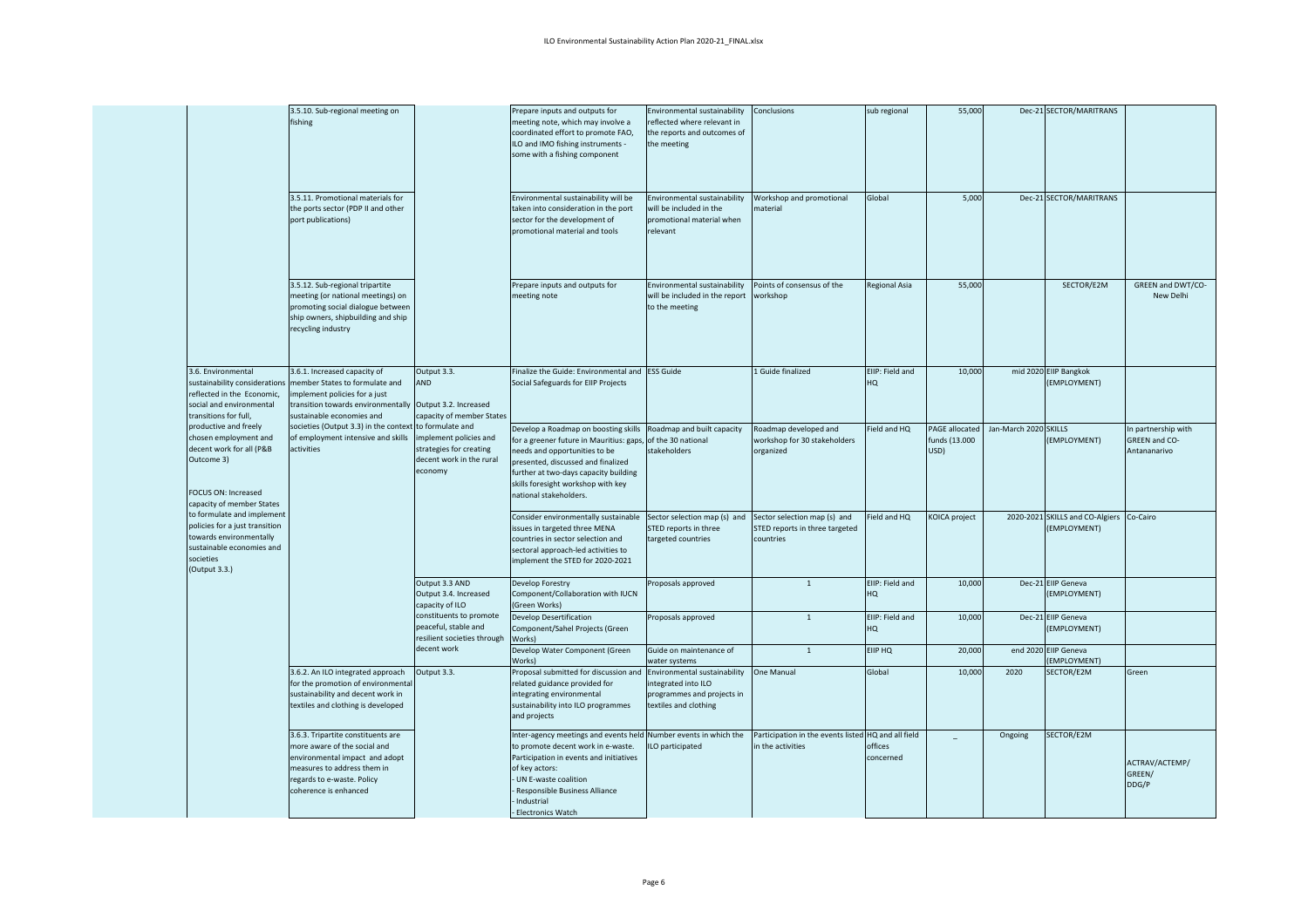| | | | | | | | | | | |
|---|---|---|---|---|---|---|---|---|---|---|
| | 3.5.10. Sub-regional meeting on fishing | | Prepare inputs and outputs for meeting note, which may involve a coordinated effort to promote FAO, ILO and IMO fishing instruments - some with a fishing component | Environmental sustainability reflected where relevant in the reports and outcomes of the meeting | Conclusions | sub regional | 55,000 | Dec-21 | SECTOR/MARITRANS | |
| | 3.5.11. Promotional materials for the ports sector (PDP II and other port publications) | | Environmental sustainability will be taken into consideration in the port sector for the development of promotional material and tools | Environmental sustainability will be included in the promotional material when relevant | Workshop and promotional material | Global | 5,000 | Dec-21 | SECTOR/MARITRANS | |
| | 3.5.12. Sub-regional tripartite meeting (or national meetings) on promoting social dialogue between ship owners, shipbuilding and ship recycling industry | | Prepare inputs and outputs for meeting note | Environmental sustainability will be included in the report to the meeting | Points of consensus of the workshop | Regional Asia | 55,000 | | SECTOR/E2M | GREEN and DWT/CO-New Delhi |
| 3.6. Environmental sustainability considerations reflected in the Economic, social and environmental transitions for full, productive and freely chosen employment and decent work for all (P&B Outcome 3)<br><br>FOCUS ON: Increased capacity of member States to formulate and implement policies for a just transition towards environmentally sustainable economies and societies (Output 3.3.) | 3.6.1. Increased capacity of member States to formulate and implement policies for a just transition towards environmentally sustainable economies and societies (Output 3.3) in the context of employment intensive and skills activities | Output 3.3. AND Output 3.2. Increased capacity of member States to formulate and implement policies and strategies for creating decent work in the rural economy | Finalize the Guide: Environmental and Social Safeguards for EIIP Projects | ESS Guide | 1 Guide finalized | EIIP: Field and HQ | 10,000 | mid 2020 | EIIP Bangkok (EMPLOYMENT) | |
| | | | Develop a Roadmap on boosting skills for a greener future in Mauritius: gaps, needs and opportunities to be presented, discussed and finalized further at two-days capacity building skills foresight workshop with key national stakeholders. | Roadmap and built capacity of the 30 national stakeholders | Roadmap developed and workshop for 30 stakeholders organized | Field and HQ | PAGE allocated funds (13.000 USD) | Jan-March 2020 | SKILLS (EMPLOYMENT) | In partnership with GREEN and CO-Antananarivo |
| | | | Consider environmentally sustainable issues in targeted three MENA countries in sector selection and sectoral approach-led activities to implement the STED for 2020-2021 | Sector selection map (s) and STED reports in three targeted countries | Sector selection map (s) and STED reports in three targeted countries | Field and HQ | KOICA project | 2020-2021 | SKILLS and CO-Algiers (EMPLOYMENT) | Co-Cairo |
| | | Output 3.3 AND Output 3.4. Increased capacity of ILO constituents to promote peaceful, stable and resilient societies through decent work | Develop Forestry Component/Collaboration with IUCN (Green Works) | Proposals approved | 1 | EIIP: Field and HQ | 10,000 | Dec-21 | EIIP Geneva (EMPLOYMENT) | |
| | | | Develop Desertification Component/Sahel Projects (Green Works) | Proposals approved | 1 | EIIP: Field and HQ | 10,000 | Dec-21 | EIIP Geneva (EMPLOYMENT) | |
| | | | Develop Water Component (Green Works) | Guide on maintenance of water systems | 1 | EIIP HQ | 20,000 | end 2020 | EIIP Geneva (EMPLOYMENT) | |
| | 3.6.2. An ILO integrated approach for the promotion of environmental sustainability and decent work in textiles and clothing is developed | Output 3.3. | Proposal submitted for discussion and related guidance provided for integrating environmental sustainability into ILO programmes and projects | Environmental sustainability integrated into ILO programmes and projects in textiles and clothing | One Manual | Global | 10,000 | 2020 | SECTOR/E2M | Green |
| | 3.6.3. Tripartite constituents are more aware of the social and environmental impact and adopt measures to address them in regards to e-waste. Policy coherence is enhanced | | Inter-agency meetings and events held to promote decent work in e-waste. Participation in events and initiatives of key actors:<br>- UN E-waste coalition<br>- Responsible Business Alliance<br>- Industrial<br>- Electronics Watch | Number events in which the ILO participated | Participation in the events listed in the activities | HQ and all field offices concerned | _ | Ongoing | SECTOR/E2M | ACTRAV/ACTEMP/ GREEN/ DDG/P |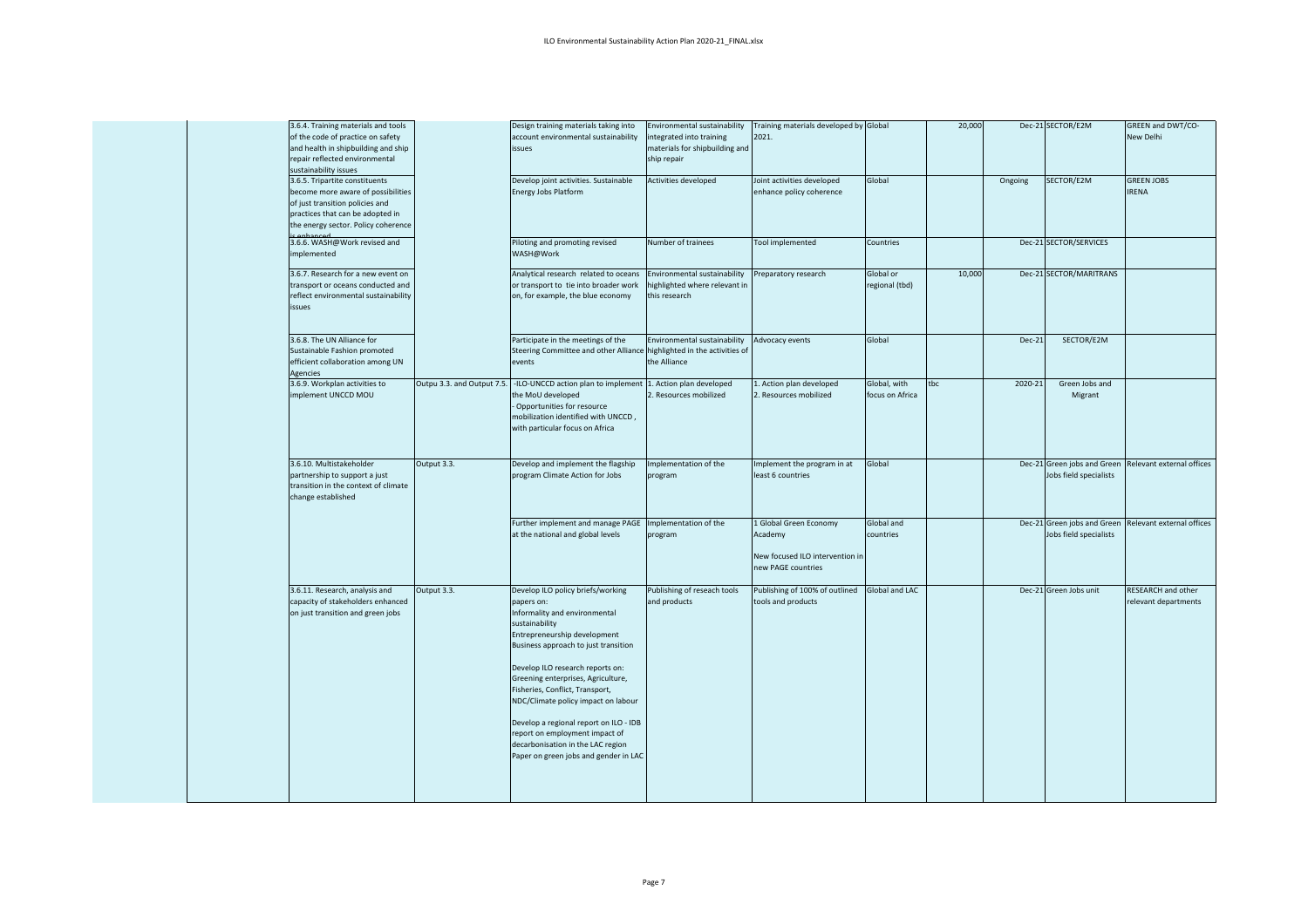| | | | | | | | | | | | |
|---|---|---|---|---|---|---|---|---|---|---|---|
| | | 3.6.4. Training materials and tools of the code of practice on safety and health in shipbuilding and ship repair reflected environmental sustainability issues | | Design training materials taking into account environmental sustainability issues | Environmental sustainability integrated into training materials for shipbuilding and ship repair | Training materials developed by 2021. | Global | 20,000 | Dec-21 | SECTOR/E2M | GREEN and DWT/CO-New Delhi |
| | | 3.6.5. Tripartite constituents become more aware of possibilities of just transition policies and practices that can be adopted in the energy sector. Policy coherence is enhanced | | Develop joint activities. Sustainable Energy Jobs Platform | Activities developed | Joint activities developed enhance policy coherence | Global | | Ongoing | SECTOR/E2M | GREEN JOBS IRENA |
| | | 3.6.6. WASH@Work revised and implemented | | Piloting and promoting revised WASH@Work | Number of trainees | Tool implemented | Countries | | Dec-21 | SECTOR/SERVICES | |
| | | 3.6.7. Research for a new event on transport or oceans conducted and reflect environmental sustainability issues | | Analytical research related to oceans or transport to tie into broader work on, for example, the blue economy | Environmental sustainability highlighted where relevant in this research | Preparatory research | Global or regional (tbd) | 10,000 | Dec-21 | SECTOR/MARITRANS | |
| | | 3.6.8. The UN Alliance for Sustainable Fashion promoted efficient collaboration among UN Agencies | | Participate in the meetings of the Steering Committee and other Alliance events | Environmental sustainability highlighted in the activities of the Alliance | Advocacy events | Global | | Dec-21 | SECTOR/E2M | |
| | | 3.6.9. Workplan activities to implement UNCCD MOU | Outpu 3.3. and Output 7.5. | -ILO-UNCCD action plan to implement the MoU developed<br>- Opportunities for resource mobilization identified with UNCCD, with particular focus on Africa | 1. Action plan developed<br>2. Resources mobilized | 1. Action plan developed<br>2. Resources mobilized | Global, with focus on Africa | tbc | 2020-21 | Green Jobs and Migrant | |
| | | 3.6.10. Multistakeholder partnership to support a just transition in the context of climate change established | Output 3.3. | Develop and implement the flagship program Climate Action for Jobs | Implementation of the program | Implement the program in at least 6 countries | Global | | Dec-21 | Green jobs and Green Jobs field specialists | Relevant external offices |
| | | | | Further implement and manage PAGE at the national and global levels | Implementation of the program | 1 Global Green Economy Academy<br><br>New focused ILO intervention in new PAGE countries | Global and countries | | Dec-21 | Green jobs and Green Jobs field specialists | Relevant external offices |
| | | 3.6.11. Research, analysis and capacity of stakeholders enhanced on just transition and green jobs | Output 3.3. | Develop ILO policy briefs/working papers on:<br>Informality and environmental sustainability<br>Entrepreneurship development<br>Business approach to just transition<br><br>Develop ILO research reports on:<br>Greening enterprises, Agriculture, Fisheries, Conflict, Transport, NDC/Climate policy impact on labour<br><br>Develop a regional report on ILO - IDB report on employment impact of decarbonisation in the LAC region<br>Paper on green jobs and gender in LAC | Publishing of reseach tools and products | Publishing of 100% of outlined tools and products | Global and LAC | | Dec-21 | Green Jobs unit | RESEARCH and other relevant departments |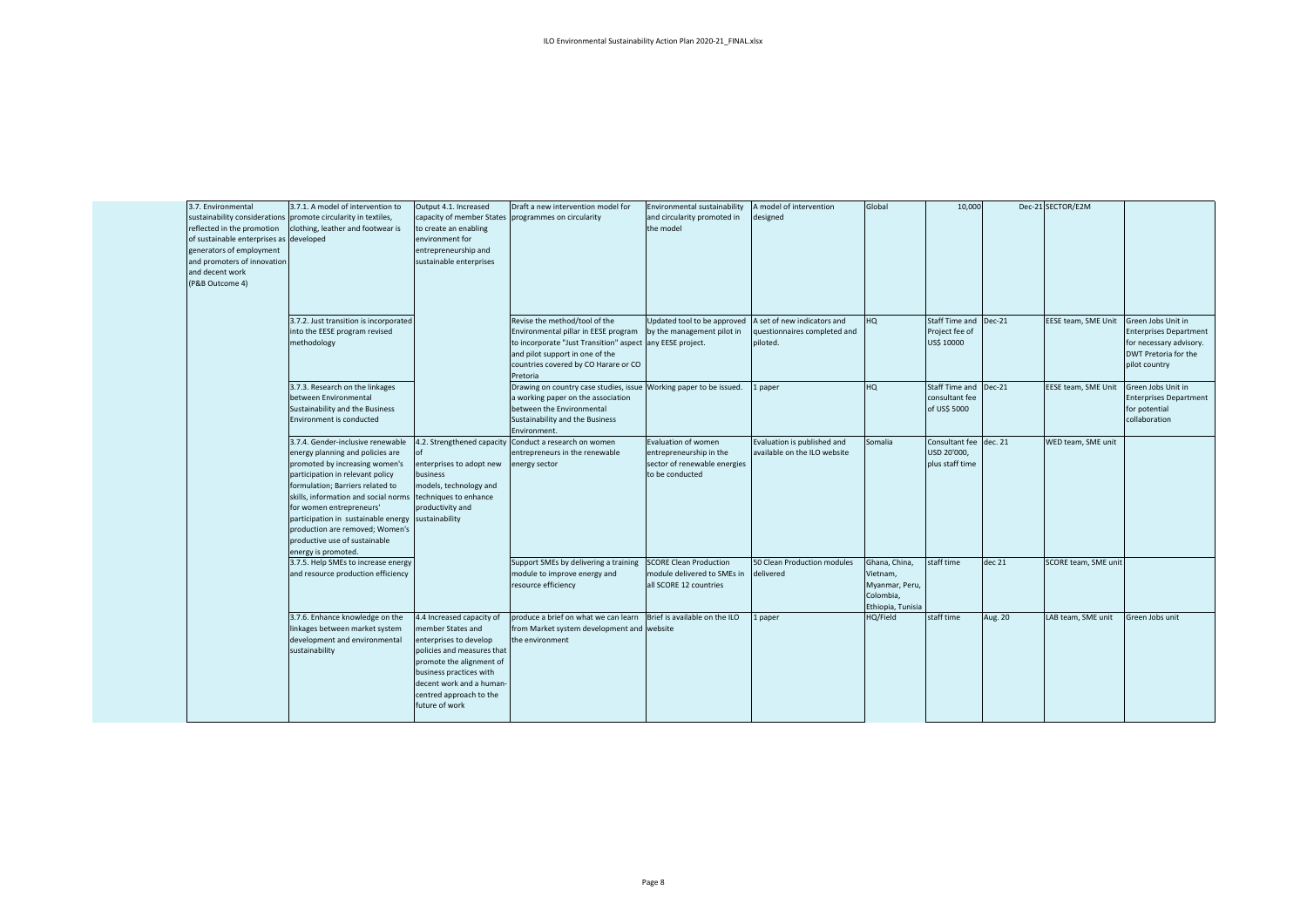| | | | | | | | | | | | |
|---|---|---|---|---|---|---|---|---|---|---|---|
| 3.7. Environmental sustainability considerations reflected in the promotion of sustainable enterprises as generators of employment and promoters of innovation and decent work (P&B Outcome 4) | 3.7.1. A model of intervention to promote circularity in textiles, clothing, leather and footwear is developed | Output 4.1. Increased capacity of member States to create an enabling environment for entrepreneurship and sustainable enterprises | Draft a new intervention model for programmes on circularity | Environmental sustainability and circularity promoted in the model | A model of intervention designed | Global | 10,000 | Dec-21 | SECTOR/E2M | |
| | 3.7.2. Just transition is incorporated into the EESE program revised methodology | | Revise the method/tool of the Environmental pillar in EESE program to incorporate "Just Transition" aspect and pilot support in one of the countries covered by CO Harare or CO Pretoria | Updated tool to be approved by the management pilot in any EESE project. | A set of new indicators and questionnaires completed and piloted. | HQ | Staff Time and Project fee of US$ 10000 | Dec-21 | EESE team, SME Unit | Green Jobs Unit in Enterprises Department for necessary advisory. DWT Pretoria for the pilot country |
| | 3.7.3. Research on the linkages between Environmental Sustainability and the Business Environment is conducted | | Drawing on country case studies, issue a working paper on the association between the Environmental Sustainability and the Business Environment. | Working paper to be issued. | 1 paper | HQ | Staff Time and consultant fee of US$ 5000 | Dec-21 | EESE team, SME Unit | Green Jobs Unit in Enterprises Department for potential collaboration |
| | 3.7.4. Gender-inclusive renewable energy planning and policies are promoted by increasing women's participation in relevant policy formulation; Barriers related to skills, information and social norms for women entrepreneurs' participation in sustainable energy production are removed; Women's productive use of sustainable energy is promoted. | 4.2. Strengthened capacity of enterprises to adopt new business models, technology and techniques to enhance productivity and sustainability | Conduct a research on women entrepreneurs in the renewable energy sector | Evaluation of women entrepreneurship in the sector of renewable energies to be conducted | Evaluation is published and available on the ILO website | Somalia | Consultant fee USD 20'000, plus staff time | dec. 21 | WED team, SME unit | |
| | 3.7.5. Help SMEs to increase energy and resource production efficiency | | Support SMEs by delivering a training module to improve energy and resource efficiency | SCORE Clean Production module delivered to SMEs in all SCORE 12 countries | 50 Clean Production modules delivered | Ghana, China, Vietnam, Myanmar, Peru, Colombia, Ethiopia, Tunisia | staff time | dec 21 | SCORE team, SME unit | |
| | 3.7.6. Enhance knowledge on the linkages between market system development and environmental sustainability | 4.4 Increased capacity of member States and enterprises to develop policies and measures that promote the alignment of business practices with decent work and a human-centred approach to the future of work | produce a brief on what we can learn from Market system development and the environment | Brief is available on the ILO website | 1 paper | HQ/Field | staff time | Aug. 20 | LAB team, SME unit | Green Jobs unit |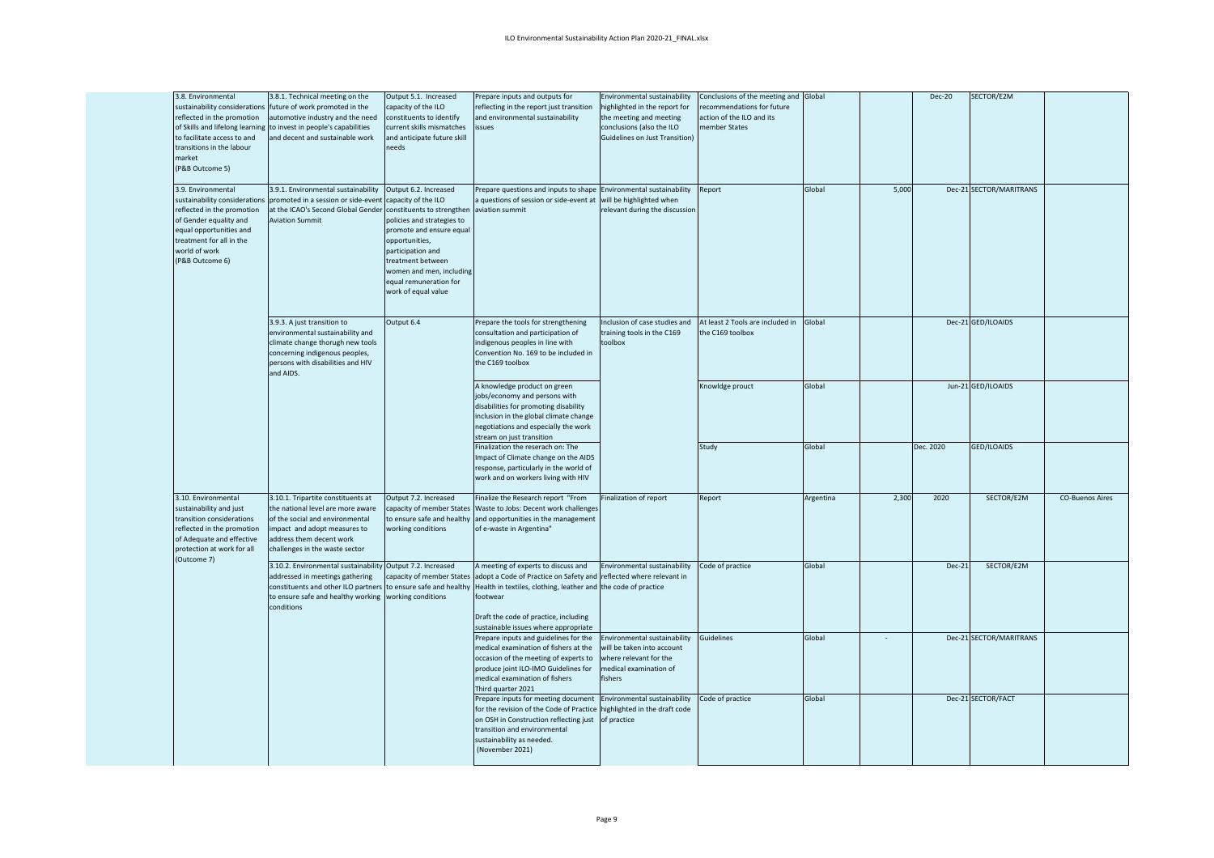| | | | | | | | | | | | |
|---|---|---|---|---|---|---|---|---|---|---|---|
| 3.8. Environmental sustainability considerations reflected in the promotion of Skills and lifelong learning to facilitate access to and transitions in the labour market (P&B Outcome 5) | 3.8.1. Technical meeting on the future of work promoted in the automotive industry and the need to invest in people's capabilities and decent and sustainable work | Output 5.1. Increased capacity of the ILO constituents to identify current skills mismatches and anticipate future skill needs | Prepare inputs and outputs for reflecting in the report just transition and environmental sustainability issues | Environmental sustainability highlighted in the report for the meeting and meeting conclusions (also the ILO Guidelines on Just Transition) | Conclusions of the meeting and recommendations for future action of the ILO and its member States | Global | | Dec-20 | SECTOR/E2M | |
| 3.9. Environmental sustainability considerations reflected in the promotion of Gender equality and equal opportunities and treatment for all in the world of work (P&B Outcome 6) | 3.9.1. Environmental sustainability promoted in a session or side-event at the ICAO's Second Global Gender Aviation Summit | Output 6.2. Increased capacity of the ILO constituents to strengthen policies and strategies to promote and ensure equal opportunities, participation and treatment between women and men, including equal remuneration for work of equal value | Prepare questions and inputs to shape a questions of session or side-event at aviation summit | Environmental sustainability will be highlighted when relevant during the discussion | Report | Global | 5,000 | Dec-21 | SECTOR/MARITRANS | |
| | 3.9.3. A just transition to environmental sustainability and climate change thorugh new tools concerning indigenous peoples, persons with disabilities and HIV and AIDS. | Output 6.4 | Prepare the tools for strengthening consultation and participation of indigenous peoples in line with Convention No. 169 to be included in the C169 toolbox | Inclusion of case studies and training tools in the C169 toolbox | At least 2 Tools are included in the C169 toolbox | Global | | Dec-21 | GED/ILOAIDS | |
| | | | A knowledge product on green jobs/economy and persons with disabilities for promoting disability inclusion in the global climate change negotiations and especially the work stream on just transition | | Knowldge prouct | Global | | Jun-21 | GED/ILOAIDS | |
| | | | Finalization the reserach on: The Impact of Climate change on the AIDS response, particularly in the world of work and on workers living with HIV | | Study | Global | | Dec. 2020 | GED/ILOAIDS | |
| 3.10. Environmental sustainability and just transition considerations reflected in the promotion of Adequate and effective protection at work for all (Outcome 7) | 3.10.1. Tripartite constituents at the national level are more aware of the social and environmental impact and adopt measures to address them decent work challenges in the waste sector | Output 7.2. Increased capacity of member States to ensure safe and healthy working conditions | Finalize the Research report "From Waste to Jobs: Decent work challenges and opportunities in the management of e-waste in Argentina" | Finalization of report | Report | Argentina | 2,300 | 2020 | SECTOR/E2M | CO-Buenos Aires |
| | 3.10.2. Environmental sustainability addressed in meetings gathering constituents and other ILO partners to ensure safe and healthy working conditions | Output 7.2. Increased capacity of member States to ensure safe and healthy working conditions | A meeting of experts to discuss and adopt a Code of Practice on Safety and Health in textiles, clothing, leather and footwear<br><br>Draft the code of practice, including sustainable issues where appropriate | Environmental sustainability reflected where relevant in the code of practice | Code of practice | Global | | Dec-21 | SECTOR/E2M | |
| | | | Prepare inputs and guidelines for the medical examination of fishers at the occasion of the meeting of experts to produce joint ILO-IMO Guidelines for medical examination of fishers Third quarter 2021 | Environmental sustainability will be taken into account where relevant for the medical examination of fishers | Guidelines | Global | - | Dec-21 | SECTOR/MARITRANS | |
| | | | Prepare inputs for meeting document for the revision of the Code of Practice on OSH in Construction reflecting just transition and environmental sustainability as needed. (November 2021) | Environmental sustainability highlighted in the draft code of practice | Code of practice | Global | | Dec-21 | SECTOR/FACT | |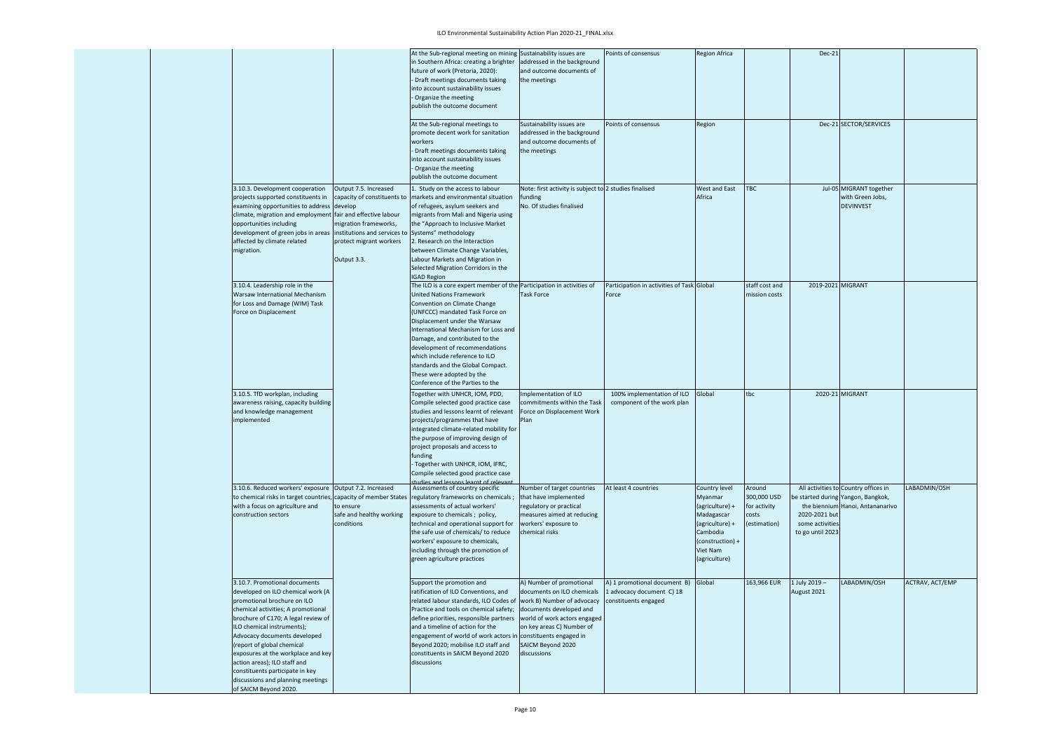| | | | | | | | | | | |
|---|---|---|---|---|---|---|---|---|---|---|
| | | | At the Sub-regional meeting on mining in Southern Africa: creating a brighter future of work (Pretoria, 2020):<br>- Draft meetings documents taking into account sustainability issues<br>- Organize the meeting<br>publish the outcome document | Sustainability issues are addressed in the background and outcome documents of the meetings | Points of consensus | Region Africa | | Dec-21 | | |
| | | | At the Sub-regional meetings to promote decent work for sanitation workers<br>- Draft meetings documents taking into account sustainability issues<br>- Organize the meeting<br>publish the outcome document | Sustainability issues are addressed in the background and outcome documents of the meetings | Points of consensus | Region | | | Dec-21 SECTOR/SERVICES | |
| | 3.10.3. Development cooperation projects supported constituents in examining opportunities to address climate, migration and employment opportunities including development of green jobs in areas affected by climate related migration. | Output 7.5. Increased capacity of constituents to develop fair and effective labour migration frameworks, institutions and services to protect migrant workers<br><br>Output 3.3. | 1. Study on the access to labour markets and environmental situation of refugees, asylum seekers and migrants from Mali and Nigeria using the "Approach to Inclusive Market Systems" methodology<br>2. Research on the Interaction between Climate Change Variables, Labour Markets and Migration in Selected Migration Corridors in the IGAD Region | Note: first activity is subject to funding<br>No. Of studies finalised | 2 studies finalised | West and East Africa | TBC | | Jul-05 MIGRANT together with Green Jobs, DEVINVEST | |
| | 3.10.4. Leadership role in the Warsaw International Mechanism for Loss and Damage (WIM) Task Force on Displacement | | The ILO is a core expert member of the United Nations Framework Convention on Climate Change (UNFCCC) mandated Task Force on Displacement under the Warsaw International Mechanism for Loss and Damage, and contributed to the development of recommendations which include reference to ILO standards and the Global Compact. These were adopted by the Conference of the Parties to the | Participation in activities of Task Force | Participation in activities of Task Force | Global | staff cost and mission costs | 2019-2021 | MIGRANT | |
| | 3.10.5. TfD workplan, including awareness raising, capacity building and knowledge management implemented | | Together with UNHCR, IOM, PDD, Compile selected good practice case studies and lessons learnt of relevant projects/programmes that have integrated climate-related mobility for the purpose of improving design of project proposals and access to funding<br>- Together with UNHCR, IOM, IFRC, Compile selected good practice case studies and lessons learnt of relevant | Implementation of ILO commitments within the Task Force on Displacement Work Plan | 100% implementation of ILO component of the work plan | Global | tbc | 2020-21 | MIGRANT | |
| | 3.10.6. Reduced workers' exposure to chemical risks in target countries, with a focus on agriculture and construction sectors | Output 7.2. Increased capacity of member States to ensure safe and healthy working conditions | Assessments of country specific regulatory frameworks on chemicals ; assessments of actual workers' exposure to chemicals ; policy, technical and operational support for the safe use of chemicals/ to reduce workers' exposure to chemicals, including through the promotion of green agriculture practices | Number of target countries that have implemented regulatory or practical measures aimed at reducing workers' exposure to chemical risks | At least 4 countries | Country level Myanmar (agriculture) + Madagascar (agriculture) + Cambodia (construction) + Viet Nam (agriculture) | Around 300,000 USD for activity costs (estimation) | All activities to be started during the biennium 2020-2021 but some activities to go until 2023 | Country offices in Yangon, Bangkok, Hanoi, Antananarivo | LABADMIN/OSH |
| | 3.10.7. Promotional documents developed on ILO chemical work (A promotional brochure on ILO chemical activities; A promotional brochure on C170; A legal review of ILO chemical instruments); Advocacy documents developed (report of global chemical exposures at the workplace and key action areas); ILO staff and constituents participate in key discussions and planning meetings of SAICM Beyond 2020. | | Support the promotion and ratification of ILO Conventions, and related labour standards, ILO Codes of Practice and tools on chemical safety; define priorities, responsible partners and a timeline of action for the engagement of world of work actors in SAICM Beyond 2020; mobilise ILO staff and constituents in SAICM Beyond 2020 discussions | A) Number of promotional documents on ILO chemicals work B) Number of advocacy documents developed and world of work actors engaged on key areas C) Number of constituents engaged in SAICM Beyond 2020 discussions | A) 1 promotional document B) 1 advocacy document C) 18 constituents engaged | Global | 163,966 EUR | 1 July 2019 – August 2021 | LABADMIN/OSH | ACTRAV, ACT/EMP |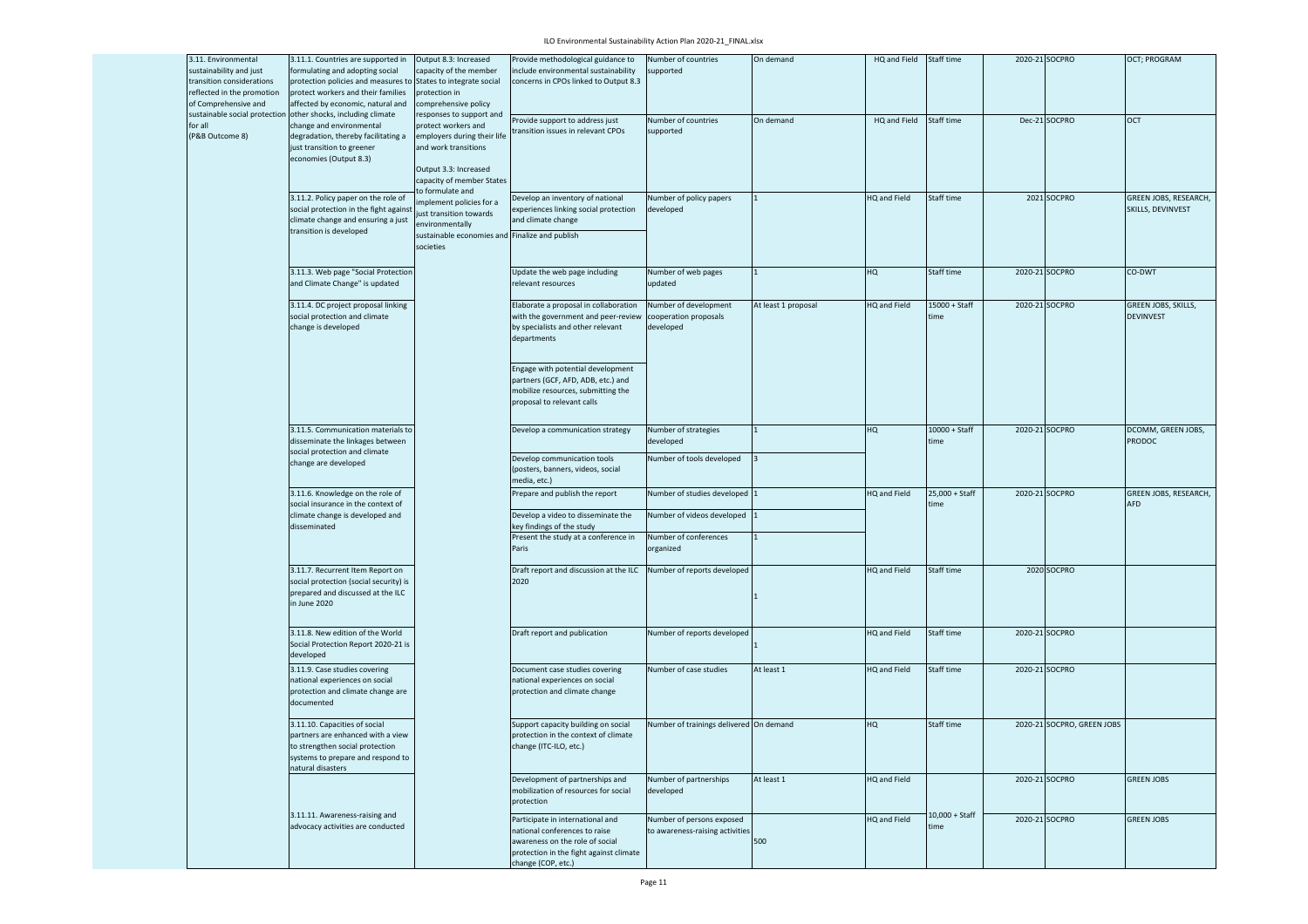| | | | | | | | | | | |
|---|---|---|---|---|---|---|---|---|---|---|
| 3.11. Environmental sustainability and just transition considerations reflected in the promotion of Comprehensive and sustainable social protection for all (P&B Outcome 8) | 3.11.1. Countries are supported in formulating and adopting social protection policies and measures to protect workers and their families affected by economic, natural and other shocks, including climate change and environmental degradation, thereby facilitating a just transition to greener economies (Output 8.3) | Output 8.3: Increased capacity of the member States to integrate social protection in comprehensive policy responses to support and protect workers and employers during their life and work transitions Output 3.3: Increased capacity of member States to formulate and implement policies for a just transition towards environmentally sustainable economies and societies | Provide methodological guidance to include environmental sustainability concerns in CPOs linked to Output 8.3 | Number of countries supported | On demand | HQ and Field | Staff time | 2020-21 | SOCPRO | OCT; PROGRAM |
| | | | Provide support to address just transition issues in relevant CPOs | Number of countries supported | On demand | HQ and Field | Staff time | Dec-21 | SOCPRO | OCT |
| | 3.11.2. Policy paper on the role of social protection in the fight against climate change and ensuring a just transition is developed | | Develop an inventory of national experiences linking social protection and climate change Finalize and publish | Number of policy papers developed | 1 | HQ and Field | Staff time | 2021 | SOCPRO | GREEN JOBS, RESEARCH, SKILLS, DEVINVEST |
| | 3.11.3. Web page "Social Protection and Climate Change" is updated | | Update the web page including relevant resources | Number of web pages updated | 1 | HQ | Staff time | 2020-21 | SOCPRO | CO-DWT |
| | 3.11.4. DC project proposal linking social protection and climate change is developed | | Elaborate a proposal in collaboration with the government and peer-review by specialists and other relevant departments | Number of development cooperation proposals developed | At least 1 proposal | HQ and Field | 15000 + Staff time | 2020-21 | SOCPRO | GREEN JOBS, SKILLS, DEVINVEST |
| | | | Engage with potential development partners (GCF, AFD, ADB, etc.) and mobilize resources, submitting the proposal to relevant calls | | | | | | | |
| | 3.11.5. Communication materials to disseminate the linkages between social protection and climate change are developed | | Develop a communication strategy | Number of strategies developed | 1 | HQ | 10000 + Staff time | 2020-21 | SOCPRO | DCOMM, GREEN JOBS, PRODOC |
| | | | Develop communication tools (posters, banners, videos, social media, etc.) | Number of tools developed | 3 | | | | | |
| | 3.11.6. Knowledge on the role of social insurance in the context of climate change is developed and disseminated | | Prepare and publish the report | Number of studies developed | 1 | HQ and Field | 25,000 + Staff time | 2020-21 | SOCPRO | GREEN JOBS, RESEARCH, AFD |
| | | | Develop a video to disseminate the key findings of the study | Number of videos developed | 1 | | | | | |
| | | | Present the study at a conference in Paris | Number of conferences organized | 1 | | | | | |
| | 3.11.7. Recurrent Item Report on social protection (social security) is prepared and discussed at the ILC in June 2020 | | Draft report and discussion at the ILC 2020 | Number of reports developed | 1 | HQ and Field | Staff time | 2020 | SOCPRO | |
| | 3.11.8. New edition of the World Social Protection Report 2020-21 is developed | | Draft report and publication | Number of reports developed | 1 | HQ and Field | Staff time | 2020-21 | SOCPRO | |
| | 3.11.9. Case studies covering national experiences on social protection and climate change are documented | | Document case studies covering national experiences on social protection and climate change | Number of case studies | At least 1 | HQ and Field | Staff time | 2020-21 | SOCPRO | |
| | 3.11.10. Capacities of social partners are enhanced with a view to strengthen social protection systems to prepare and respond to natural disasters | | Support capacity building on social protection in the context of climate change (ITC-ILO, etc.) | Number of trainings delivered | On demand | HQ | Staff time | 2020-21 | SOCPRO, GREEN JOBS | |
| | 3.11.11. Awareness-raising and advocacy activities are conducted | | Development of partnerships and mobilization of resources for social protection | Number of partnerships developed | At least 1 | HQ and Field | 10,000 + Staff time | 2020-21 | SOCPRO | GREEN JOBS |
| | | | Participate in international and national conferences to raise awareness on the role of social protection in the fight against climate change (COP, etc.) | Number of persons exposed to awareness-raising activities | 500 | HQ and Field | | 2020-21 | SOCPRO | GREEN JOBS |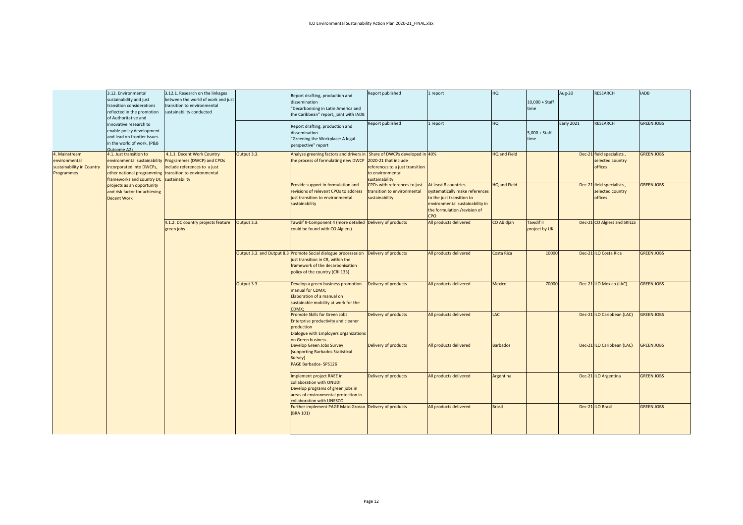| | | | | | | | | | | | |
|---|---|---|---|---|---|---|---|---|---|---|---|
| | 3.12. Environmental sustainability and just transition considerations reflected in the promotion of Authoritative and innovative research to enable policy development and lead on frontier issues in the world of work. (P&B Outcome A2) | 3.12.1. Research on the linkages between the world of work and just transition to environmental sustainability conducted | | Report drafting, production and dissemination "Decarbonising in Latin America and the Caribbean" report, joint with IADB | Report published | 1 report | HQ | 10,000 + Staff time | Aug-20 | RESEARCH | IADB |
| | | | | Report drafting, production and dissemination "Greening the Workplace: A legal perspective" report | Report published | 1 report | HQ | 5,000 + Staff time | Early 2021 | RESEARCH | GREEN JOBS |
| 4. Mainstream environmental sustainability in Country Programmes | 4.1. Just transition to environmental sustainability incorporated into DWCPs, other national programming frameworks and country DC projects as an opportunity and risk factor for achieving Decent Work | 4.1.1. Decent Work Country Programmes (DWCP) and CPOs include references to a just transition to environmental sustainability | Output 3.3. | Analyse greening factors and drivers in the process of formulating new DWCP | Share of DWCPs developed in 2020-21 that include references to a just transition to environmental sustainability | 40% | HQ and Field | | Dec-21 | field specialists , selected country offices | GREEN JOBS |
| | | | | Provide support in formulation and revisions of relevant CPOs to address just transition to environmental sustainability | CPOs with references to just transition to environmental sustainability | At least 8 countries systematically make references to the just transition to environmental sustainability in the formulation /revision of CPO | HQ and Field | | Dec-21 | field specialists , selected country offices | GREEN JOBS |
| | | 4.1.2. DC country projects feature green jobs | Output 3.3. | Tawdif II-Component 4 (more detailed could be found with CO Algiers) | Delivery of products | All products delivered | CO Abidjan | Tawdif II project by UK | Dec-21 | CO Algiers and SKILLS | |
| | | | Output 3.3. and Output 8.3 | Promote Social dialogue processes on just transition in CR, within the framework of the decarbonisation policy of the country (CRI 133) | Delivery of products | All products delivered | Costa Rica | 10000 | Dec-21 | ILO Costa Rica | GREEN JOBS |
| | | | Output 3.3. | Develop a green business promotion manual for CDMX; Elaboration of a manual on sustainable mobility at work for the CDMX; | Delivery of products | All products delivered | Mexico | 70000 | Dec-21 | ILO Mexico (LAC) | GREEN JOBS |
| | | | | Promote Skills for Green Jobs Enterprise productivity and cleaner production Dialogue with Employers organizations on Green business | Delivery of products | All products delivered | LAC | | Dec-21 | ILO Caribbean (LAC) | GREEN JOBS |
| | | | | Develop Green Jobs Survey (supporting Barbados Statistical Survey) PAGE Barbados- SPS126 | Delivery of products | All products delivered | Barbados | | Dec-21 | ILO Caribbean (LAC) | GREEN JOBS |
| | | | | Implement project RAEE in collaboration with ONUDI Develop programs of green jobs in areas of environmental protection in collaboration with UNESCO | Delivery of products | All products delivered | Argentina | | Dec-21 | ILO Argentina | GREEN JOBS |
| | | | | Further implement PAGE Mato Grosso (BRA 101) | Delivery of products | All products delivered | Brasil | | Dec-21 | ILO Brasil | GREEN JOBS |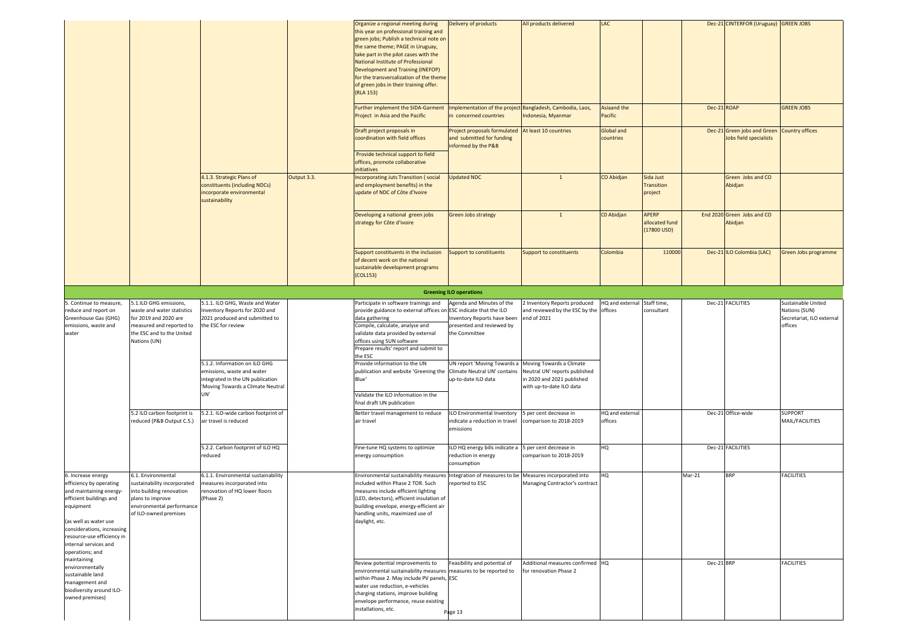|  |  |  |  |  |  |  |  |  |  |  |  |
|---|---|---|---|---|---|---|---|---|---|---|---|
|  |  |  |  | Organize a regional meeting during this year on professional training and green jobs; Publish a technical note on the same theme; PAGE in Uruguay, take part in the pilot cases with the National Institute of Professional Development and Training (INEFOP) for the transversalization of the theme of green jobs in their training offer. (RLA 153) | Delivery of products | All products delivered | LAC |  | Dec-21 | CINTERFOR (Uruguay) | GREEN JOBS |
|  |  |  |  | Further implement the SIDA-Garment Project in Asia and the Pacific | Implementation of the project in concerned countries | Bangladesh, Cambodia, Laos, Indonesia, Myanmar | Asiaand the Pacific |  | Dec-21 | ROAP | GREEN JOBS |
|  |  |  |  | Draft project proposals in coordination with field offices<br><br>Provide technical support to field offices, promote collaborative initiatives | Project proposals formulated and submitted for funding informed by the P&B | At least 10 countries | Global and countries |  | Dec-21 | Green jobs and Green Jobs field specialists | Country offices |
|  |  | 4.1.3. Strategic Plans of constituents (including NDCs) incorporate environmental sustainability | Output 3.3. | Incorporating Juts Transition ( social and employment benefits) in the update of NDC of Côte d'Ivoire | Updated NDC | 1 | CO Abidjan | Sida Just Transition project |  | Green Jobs and CO Abidjan |  |
|  |  |  |  | Developing a national green jobs strategy for Côte d'Ivoire | Green Jobs strategy | 1 | C0 Abidjan | APERP allocated fund (17800 USD) | End 2020 | Green Jobs and CO Abidjan |  |
|  |  |  |  | Support constituents in the inclusion of decent work on the national sustainable development programs (COL153) | Support to constituents | Support to constituents | Colombia | 110000 | Dec-21 | ILO Colombia (LAC) | Green Jobs programme |
| **Greening ILO operations** |  |  |  |  |  |  |  |  |  |  |  |
| 5. Continue to measure, reduce and report on Greenhouse Gas (GHG) emissions, waste and water | 5.1.ILO GHG emissions, waste and water statistics for 2019 and 2020 are measured and reported to the ESC and to the United Nations (UN) | 5.1.1. ILO GHG, Waste and Water Inventory Reports for 2020 and 2021 produced and submitted to the ESC for review |  | Participate in software trainings and provide guidance to external offices on data gathering<br>Compile, calculate, analyse and validate data provided by external offices using SUN software<br>Prepare results' report and submit to the ESC | Agenda and Minutes of the ESC indicate that the ILO Inventory Reports have been presented and reviewed by the Committee | 2 Inventory Reports produced and reviewed by the ESC by the end of 2021 | HQ and external offices | Staff time, consultant | Dec-21 | FACILITIES | Sustainable United Nations (SUN) Secretariat, ILO external offices |
|  |  | 5.1.2. Information on ILO GHG emissions, waste and water integrated in the UN publication 'Moving Towards a Climate Neutral UN' |  | Provide information to the UN publication and website 'Greening the Blue'<br><br>Validate the ILO information in the final draft UN publication | UN report 'Moving Towards a Climate Neutral UN' contains up-to-date ILO data | Moving Towards a Climate Neutral UN' reports published in 2020 and 2021 published with up-to-date ILO data |  |  |  |  |  |
|  | 5.2 ILO carbon footprint is reduced (P&B Output C.5.) | 5.2.1. ILO-wide carbon footprint of air travel is reduced |  | Better travel management to reduce air travel | ILO Environmental Inventory indicate a reduction in travel emissions | 5 per cent decrease in comparison to 2018-2019 | HQ and external offices |  | Dec-21 | Office-wide | SUPPORT MAIL/FACILITIES |
|  |  | 5.2.2. Carbon footprint of ILO HQ reduced |  | Fine-tune HQ systems to optimize energy consumption | ILO HQ energy bills indicate a reduction in energy consumption | 5 per cent decrease in comparison to 2018-2019 | HQ |  | Dec-21 | FACILITIES |  |
| 6. Increase energy efficiency by operating and maintaining energy-efficient buildings and equipment<br><br>(as well as water use considerations, increasing resource-use efficiency in internal services and operations; and maintaining environmentally sustainable land management and biodiversity around ILO-owned premises) | 6.1. Environmental sustainability incorporated into building renovation plans to improve environmental performance of ILO-owned premises | 6.1.1. Environmental sustainability measures incorporated into renovation of HQ lower floors (Phase 2) |  | Environmental sustainability measures included within Phase 2 TOR. Such measures include efficient lighting (LED, detectors), efficient insulation of building envelope, energy-efficient air handling units, maximized use of daylight, etc. | Integration of measures to be reported to ESC | Measures incorporated into Managing Contractor's contract | HQ |  | Mar-21 | BRP | FACILITIES |
|  |  |  |  | Review potential improvements to environmental sustainability measures within Phase 2. May include PV panels, water use reduction, e-vehicles charging stations, improve building envelope performance, reuse existing installations, etc. | Feasibility and potential of measures to be reported to ESC | Additional measures confirmed for renovation Phase 2 | HQ |  | Dec-21 | BRP | FACILITIES |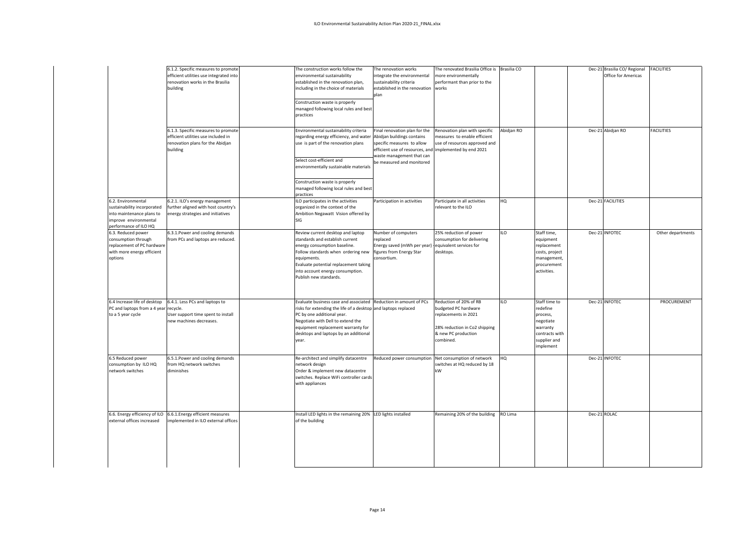| | | | | | | | | | | | |
|---|---|---|---|---|---|---|---|---|---|---|---|
| | 6.1.2. Specific measures to promote efficient utilities use integrated into renovation works in the Brasilia building | | The construction works follow the environmental sustainability established in the renovation plan, including in the choice of materials<br><br>Construction waste is properly managed following local rules and best practices | The renovation works integrate the environmental sustainability criteria established in the renovation plan | The renovated Brasilia Office is more environmentally performant than prior to the works | Brasilia CO | | | Dec-21 | Brasilia CO/ Regional Office for Americas | FACILITIES |
| | 6.1.3. Specific measures to promote efficient utilities use included in renovation plans for the Abidjan building | | Environmental sustainability criteria regarding energy efficiency, and water use is part of the renovation plans<br><br>Select cost-efficient and environmentally sustainable materials<br><br>Construction waste is properly managed following local rules and best practices | Final renovation plan for the Abidjan buildings contains specific measures to allow efficient use of resources, and waste management that can be measured and monitored | Renovation plan with specific measures to enable efficient use of resources approved and implemented by end 2021 | Abidjan RO | | | Dec-21 | Abidjan RO | FACILITIES |
| 6.2. Environmental sustainability incorporated into maintenance plans to improve environmental performance of ILO HQ | 6.2.1. ILO's energy management further aligned with host country's energy strategies and initiatives | | ILO participates in the activities organized in the context of the Ambition Negawatt Vision offered by SIG | Participation in activities | Participate in all activities relevant to the ILO | HQ | | | Dec-21 | FACILITIES | |
| 6.3. Reduced power consumption through replacement of PC hardware with more energy efficient options | 6.3.1.Power and cooling demands from PCs and laptops are reduced. | | Review current desktop and laptop standards and establish current energy consumption baseline.<br>Follow standards when ordering new equipments.<br>Evaluate potential replacement taking into account energy consumption.<br>Publish new standards. | Number of computers replaced<br>Energy saved (mWh per year) -figures from Energy Star consortium. | 25% reduction of power consumption for delivering equivalent services for desktops. | ILO | Staff time, equipment replacement costs, project management, procurement activities. | | Dec-21 | INFOTEC | Other departments |
| 6.4 Increase life of desktop PC and laptops from a 4 year to a 5 year cycle | 6.4.1. Less PCs and laptops to recycle.<br>User support time spent to install new machines decreases. | | Evaluate business case and associated risks for extending the life of a desktop PC by one additional year.<br>Negotiate with Dell to extend the equipment replacement warranty for desktops and laptops by an additional year. | Reduction in amount of PCs and laptops replaced | Reduction of 20% of RB budgeted PC hardware replacements in 2021<br><br>28% reduction in Co2 shipping & new PC production combined. | ILO | Staff time to redefine process, negotiate warranty contracts with supplier and implement | | Dec-21 | INFOTEC | PROCUREMENT |
| 6.5 Reduced power consumption by ILO HQ network switches | 6.5.1.Power and cooling demands from HQ network switches diminishes | | Re-architect and simplify datacentre network design<br>Order & implement new datacentre switches. Replace WiFi controller cards with appliances | Reduced power consumption | Net consumption of network switches at HQ reduced by 18 kW | HQ | | | Dec-21 | INFOTEC | |
| 6.6. Energy efficiency of ILO external offices increased | 6.6.1.Energy efficient measures implemented in ILO external offices | | Install LED lights in the remaining 20% of the building | LED lights installed | Remaining 20% of the building | RO Lima | | | Dec-21 | ROLAC | |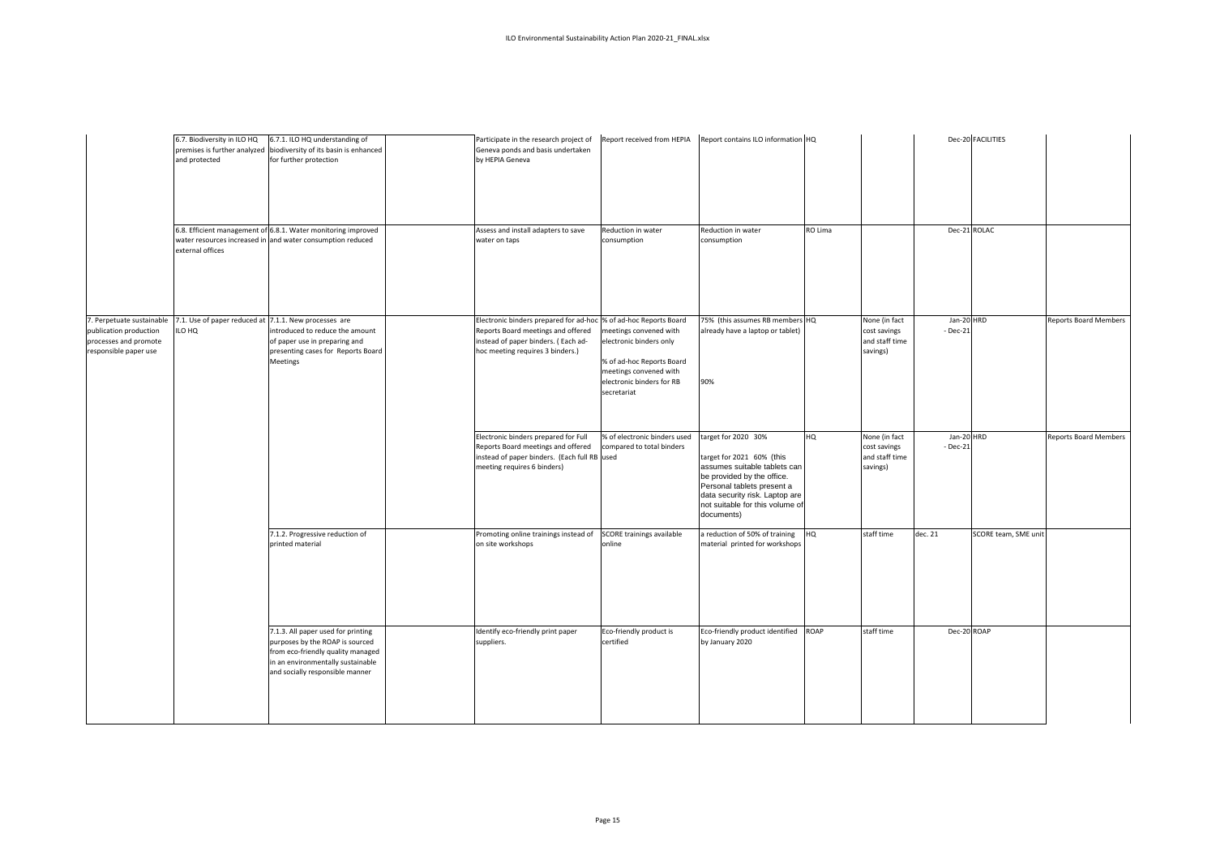| | | | | | | | | | | | | |
|---|---|---|---|---|---|---|---|---|---|---|---|---|
| | 6.7. Biodiversity in ILO HQ premises is further analyzed and protected | 6.7.1. ILO HQ understanding of biodiversity of its basin is enhanced for further protection | | Participate in the research project of Geneva ponds and basis undertaken by HEPIA Geneva | Report received from HEPIA | Report contains ILO information | HQ | | Dec-20 | FACILITIES | |
| | 6.8. Efficient management of water resources increased in external offices | 6.8.1. Water monitoring improved and water consumption reduced | | Assess and install adapters to save water on taps | Reduction in water consumption | Reduction in water consumption | RO Lima | | Dec-21 | ROLAC | |
| 7. Perpetuate sustainable publication production processes and promote responsible paper use | 7.1. Use of paper reduced at ILO HQ | 7.1.1. New processes are introduced to reduce the amount of paper use in preparing and presenting cases for Reports Board Meetings | | Electronic binders prepared for ad-hoc Reports Board meetings and offered instead of paper binders. ( Each ad-hoc meeting requires 3 binders.) | % of ad-hoc Reports Board meetings convened with electronic binders only<br><br>% of ad-hoc Reports Board meetings convened with electronic binders for RB secretariat | 75% (this assumes RB members already have a laptop or tablet)<br><br>90% | HQ | None (in fact cost savings and staff time savings) | Jan-20 - Dec-21 | HRD | Reports Board Members |
| | | | | Electronic binders prepared for Full Reports Board meetings and offered instead of paper binders. (Each full RB meeting requires 6 binders) | % of electronic binders used compared to total binders used | target for 2020 30%<br><br>target for 2021 60% (this assumes suitable tablets can be provided by the office. Personal tablets present a data security risk. Laptop are not suitable for this volume of documents) | HQ | None (in fact cost savings and staff time savings) | Jan-20 - Dec-21 | HRD | Reports Board Members |
| | | 7.1.2. Progressive reduction of printed material | | Promoting online trainings instead of on site workshops | SCORE trainings available online | a reduction of 50% of training material printed for workshops | HQ | staff time | dec. 21 | SCORE team, SME unit | |
| | | 7.1.3. All paper used for printing purposes by the ROAP is sourced from eco-friendly quality managed in an environmentally sustainable and socially responsible manner | | Identify eco-friendly print paper suppliers. | Eco-friendly product is certified | Eco-friendly product identified by January 2020 | ROAP | staff time | Dec-20 | ROAP | |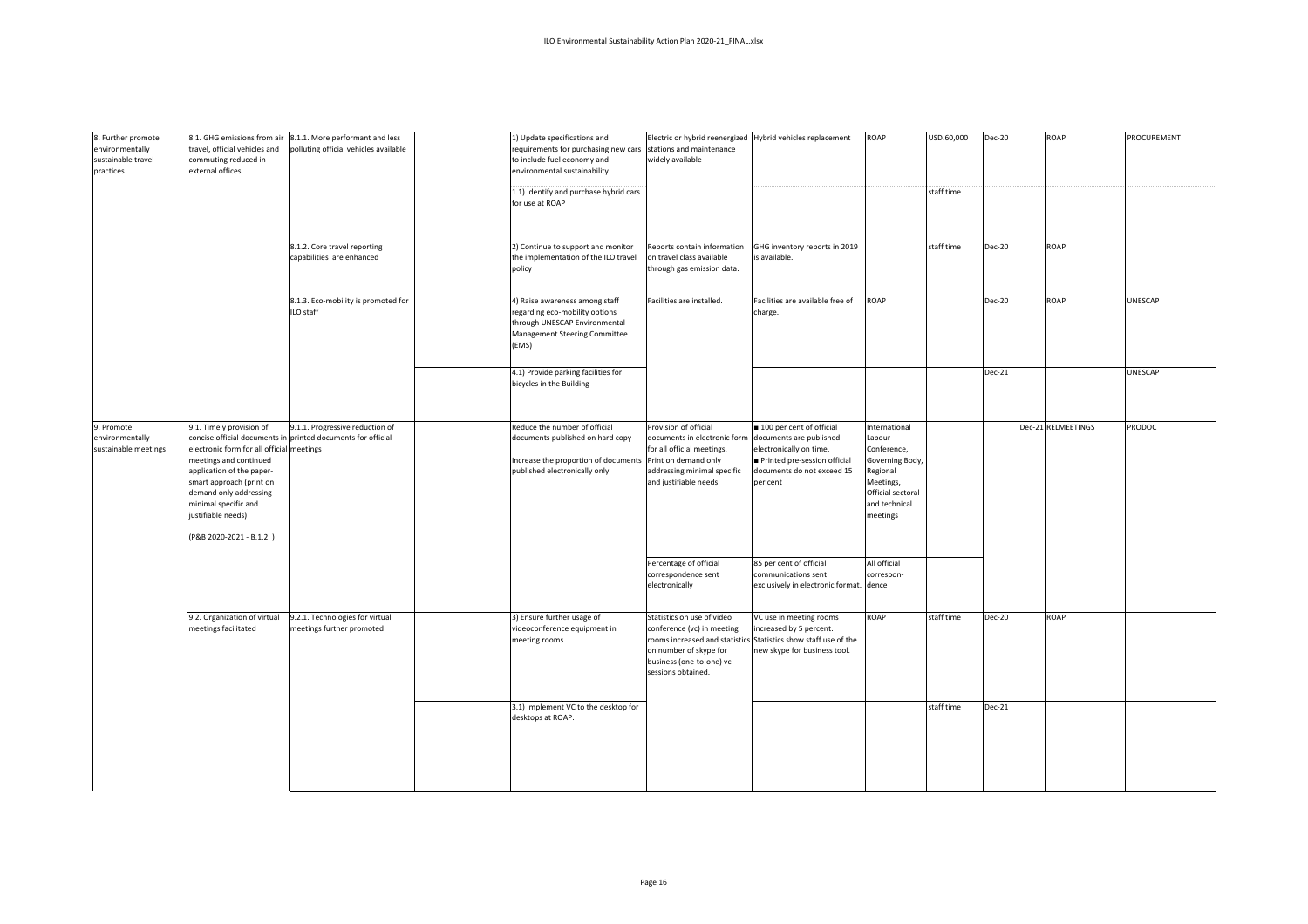| | | | | | | | | | | | |
|---|---|---|---|---|---|---|---|---|---|---|---|
| 8. Further promote environmentally sustainable travel practices | 8.1. GHG emissions from air travel, official vehicles and commuting reduced in external offices | 8.1.1. More performant and less polluting official vehicles available | | 1) Update specifications and requirements for purchasing new cars to include fuel economy and environmental sustainability | Electric or hybrid reenergized stations and maintenance widely available | Hybrid vehicles replacement | ROAP | USD.60,000 | Dec-20 | ROAP | PROCUREMENT |
| | | | | 1.1) Identify and purchase hybrid cars for use at ROAP | | | | staff time | | | |
| | | 8.1.2. Core travel reporting capabilities are enhanced | | 2) Continue to support and monitor the implementation of the ILO travel policy | Reports contain information on travel class available through gas emission data. | GHG inventory reports in 2019 is available. | | staff time | Dec-20 | ROAP | |
| | | 8.1.3. Eco-mobility is promoted for ILO staff | | 4) Raise awareness among staff regarding eco-mobility options through UNESCAP Environmental Management Steering Committee (EMS) | Facilities are installed. | Facilities are available free of charge. | ROAP | | Dec-20 | ROAP | UNESCAP |
| | | | | 4.1) Provide parking facilities for bicycles in the Building | | | | | Dec-21 | | UNESCAP |
| 9. Promote environmentally sustainable meetings | 9.1. Timely provision of concise official documents in electronic form for all official meetings and continued application of the paper-smart approach (print on demand only addressing minimal specific and justifiable needs)<br><br>(P&B 2020-2021 - B.1.2. ) | 9.1.1. Progressive reduction of printed documents for official meetings | | Reduce the number of official documents published on hard copy<br><br>Increase the proportion of documents published electronically only | Provision of official documents in electronic form for all official meetings. Print on demand only addressing minimal specific and justifiable needs. | ■ 100 per cent of official documents are published electronically on time.<br>■ Printed pre-session official documents do not exceed 15 per cent | International Labour Conference, Governing Body, Regional Meetings, Official sectoral and technical meetings | | Dec-21 | RELMEETINGS | PRODOC |
| | | | | | Percentage of official correspondence sent electronically | 85 per cent of official communications sent exclusively in electronic format. | All official correspondence | | | | |
| | 9.2. Organization of virtual meetings facilitated | 9.2.1. Technologies for virtual meetings further promoted | | 3) Ensure further usage of videoconference equipment in meeting rooms | Statistics on use of video conference (vc) in meeting rooms increased and statistics on number of skype for business (one-to-one) vc sessions obtained. | VC use in meeting rooms increased by 5 percent. Statistics show staff use of the new skype for business tool. | ROAP | staff time | Dec-20 | ROAP | |
| | | | | 3.1) Implement VC to the desktop for desktops at ROAP. | | | | staff time | Dec-21 | | |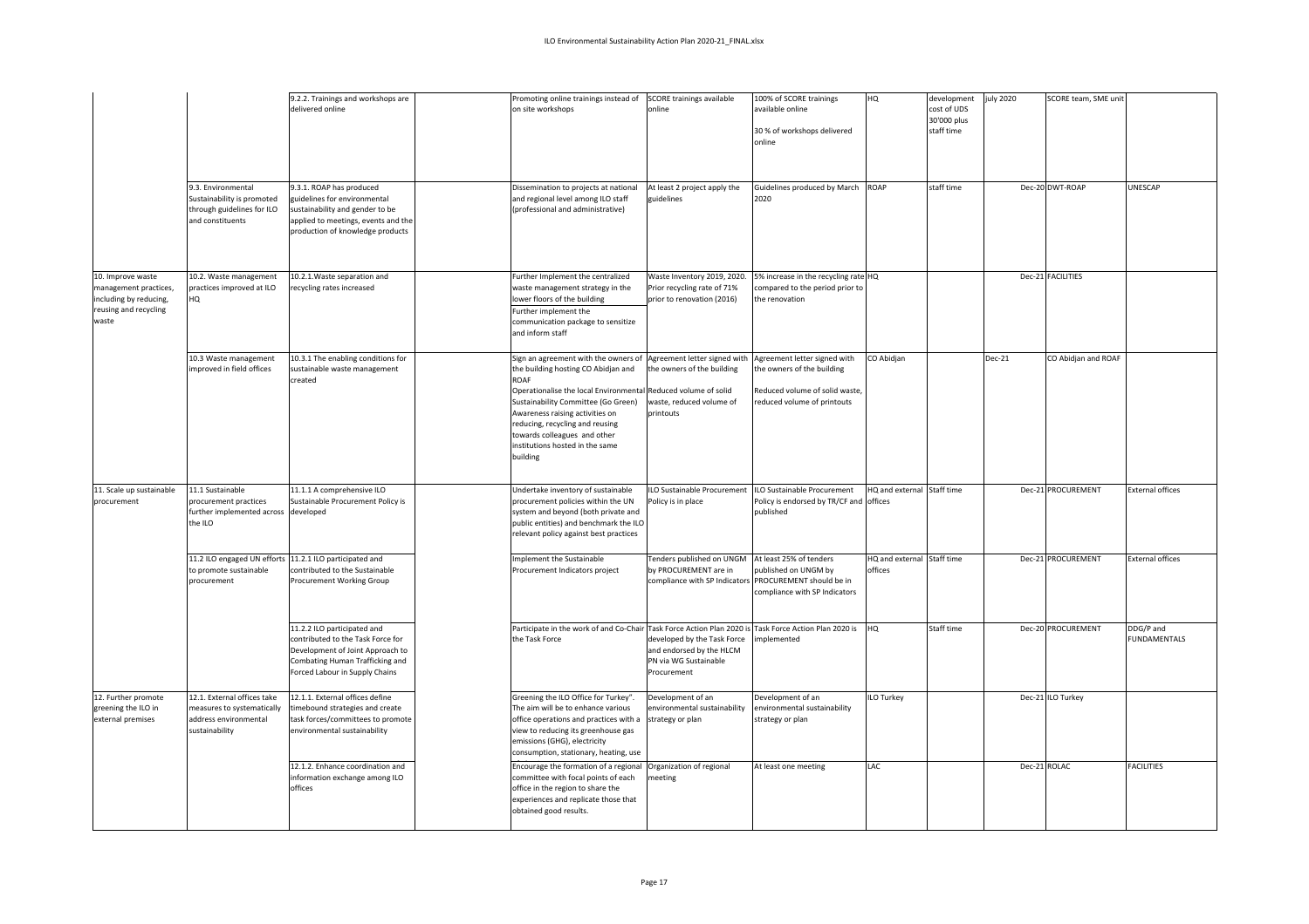| | | | | | | | | | | | |
|---|---|---|---|---|---|---|---|---|---|---|---|
| | | 9.2.2. Trainings and workshops are delivered online | | Promoting online trainings instead of on site workshops | SCORE trainings available online | 100% of SCORE trainings available online<br><br>30 % of workshops delivered online | HQ | development cost of UDS 30'000 plus staff time | july 2020 | SCORE team, SME unit | |
| | 9.3. Environmental Sustainability is promoted through guidelines for ILO and constituents | 9.3.1. ROAP has produced guidelines for environmental sustainability and gender to be applied to meetings, events and the production of knowledge products | | Dissemination to projects at national and regional level among ILO staff (professional and administrative) | At least 2 project apply the guidelines | Guidelines produced by March 2020 | ROAP | staff time | Dec-20 | DWT-ROAP | UNESCAP |
| 10. Improve waste management practices, including by reducing, reusing and recycling waste | 10.2. Waste management practices improved at ILO HQ | 10.2.1.Waste separation and recycling rates increased | | Further Implement the centralized waste management strategy in the lower floors of the building<br>Further implement the communication package to sensitize and inform staff | Waste Inventory 2019, 2020. Prior recycling rate of 71% prior to renovation (2016) | 5% increase in the recycling rate compared to the period prior to the renovation | HQ | | Dec-21 | FACILITIES | |
| | 10.3 Waste management improved in field offices | 10.3.1 The enabling conditions for sustainable waste management created | | Sign an agreement with the owners of the building hosting CO Abidjan and ROAF<br>Operationalise the local Environmental Sustainability Committee (Go Green)<br>Awareness raising activities on reducing, recycling and reusing towards colleagues and other institutions hosted in the same building | Agreement letter signed with the owners of the building<br>Reduced volume of solid waste, reduced volume of printouts | Agreement letter signed with the owners of the building<br><br>Reduced volume of solid waste, reduced volume of printouts | CO Abidjan | | Dec-21 | CO Abidjan and ROAF | |
| 11. Scale up sustainable procurement | 11.1 Sustainable procurement practices further implemented across the ILO | 11.1.1 A comprehensive ILO Sustainable Procurement Policy is developed | | Undertake inventory of sustainable procurement policies within the UN system and beyond (both private and public entities) and benchmark the ILO relevant policy against best practices | ILO Sustainable Procurement Policy is in place | ILO Sustainable Procurement Policy is endorsed by TR/CF and published | HQ and external offices | Staff time | Dec-21 | PROCUREMENT | External offices |
| | 11.2 ILO engaged UN efforts to promote sustainable procurement | 11.2.1 ILO participated and contributed to the Sustainable Procurement Working Group | | Implement the Sustainable Procurement Indicators project | Tenders published on UNGM by PROCUREMENT are in compliance with SP Indicators | At least 25% of tenders published on UNGM by PROCUREMENT should be in compliance with SP Indicators | HQ and external offices | Staff time | Dec-21 | PROCUREMENT | External offices |
| | | 11.2.2 ILO participated and contributed to the Task Force for Development of Joint Approach to Combating Human Trafficking and Forced Labour in Supply Chains | | Participate in the work of and Co-Chair the Task Force | Task Force Action Plan 2020 is developed by the Task Force and endorsed by the HLCM PN via WG Sustainable Procurement | Task Force Action Plan 2020 is implemented | HQ | Staff time | Dec-20 | PROCUREMENT | DDG/P and FUNDAMENTALS |
| 12. Further promote greening the ILO in external premises | 12.1. External offices take measures to systematically address environmental sustainability | 12.1.1. External offices define timebound strategies and create task forces/committees to promote environmental sustainability | | Greening the ILO Office for Turkey". The aim will be to enhance various office operations and practices with a view to reducing its greenhouse gas emissions (GHG), electricity consumption, stationary, heating, use | Development of an environmental sustainability strategy or plan | Development of an environmental sustainability strategy or plan | ILO Turkey | | Dec-21 | ILO Turkey | |
| | | 12.1.2. Enhance coordination and information exchange among ILO offices | | Encourage the formation of a regional committee with focal points of each office in the region to share the experiences and replicate those that obtained good results. | Organization of regional meeting | At least one meeting | LAC | | Dec-21 | ROLAC | FACILITIES |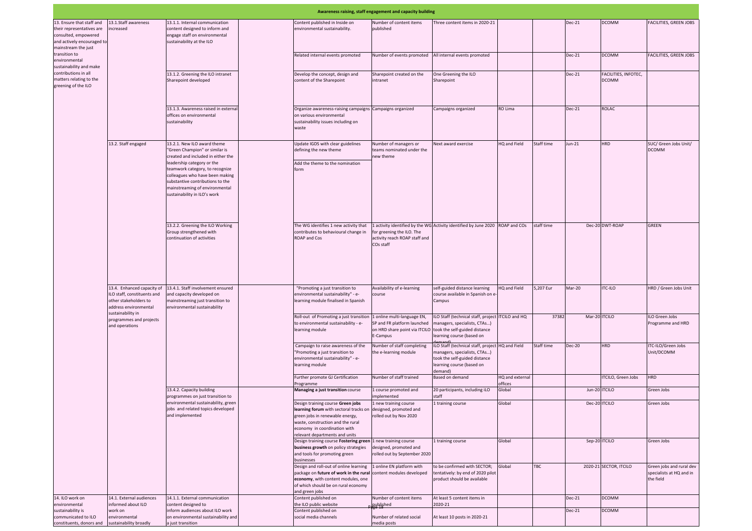**Awareness raising, staff engagement and capacity building**

| | | | | | | | | | | | |
|---|---|---|---|---|---|---|---|---|---|---|---|
| 13. Ensure that staff and their representatives are consulted, empowered and actively encouraged to mainstream the just transition to environmental sustainability and make contributions in all matters relating to the greening of the ILO | 13.1.Staff awareness increased | 13.1.1. Internal communication content designed to inform and engage staff on environmental sustainability at the ILO | | Content published in Inside on environmental sustainability. | Number of content items published | Three content items in 2020-21 | | | Dec-21 | DCOMM | FACILITIES, GREEN JOBS |
| | | | | Related internal events promoted | Number of events promoted | All internal events promoted | | | Dec-21 | DCOMM | FACILITIES, GREEN JOBS |
| | | 13.1.2. Greening the ILO intranet Sharepoint developed | | Develop the concept, design and content of the Sharepoint | Sharepoint created on the intranet | One Greening the ILO Sharepoint | | | Dec-21 | FACILITIES, INFOTEC, DCOMM | |
| | | 13.1.3. Awareness raised in external offices on environmental sustainability | | Organize awareness-raising campaigns on various environmental sustainability issues including on waste | Campaigns organized | Campaigns organized | RO Lima | | Dec-21 | ROLAC | |
| | 13.2. Staff engaged | 13.2.1. New ILO award theme "Green Champion" or similar is created and included in either the leadership category or the teamwork category, to recognize colleagues who have been making substantive contributions to the mainstreaming of environmental sustainability in ILO's work | | Update IGDS with clear guidelines defining the new theme<br>Add the theme to the nomination form | Number of managers or teams nominated under the new theme | Next award exercise | HQ and Field | Staff time | Jun-21 | HRD | SUC/ Green Jobs Unit/ DCOMM |
| | | 13.2.2. Greening the ILO Working Group strengthened with continuation of activities | | The WG identifies 1 new activity that contributes to behavioural change in ROAP and Cos | 1 activity identified by the WG for greening the ILO. The activity reach ROAP staff and COs staff | Activity identified by June 2020 | ROAP and COs | staff time | Dec-20 | DWT-ROAP | GREEN |
| | 13.4. Enhanced capacity of ILO staff, constituents and other stakeholders to address environmental sustainability in programmes and projects and operations | 13.4.1. Staff involvement ensured and capacity developed on mainstreaming just transition to environmental sustainability | | "Promoting a just transition to environmental sustainability" - e-learning module finalised in Spanish | Availability of e-learning course | self-guided distance learning course available in Spanish on e-Campus | HQ and Field | 5,207 Eur | Mar-20 | ITC-ILO | HRD / Green Jobs Unit |
| | | | | Roll-out of Promoting a just transition to environmental sustainability - e-learning module | 1 online multi-language EN, SP and FR platform launched on HRD share point via ITCILO E-Campus | ILO Staff (technical staff, project managers, specialists, CTAs...) took the self-guided distance learning course (based on demand) | ITCILO and HQ | 37382 | Mar-20 | ITCILO | ILO Green Jobs Programme and HRD |
| | | | | Campaign to raise awareness of the "Promoting a just transition to environmental sustainability" - e-learning module | Number of staff completing the e-learning module | ILO Staff (technical staff, project managers, specialists, CTAs...) took the self-guided distance learning course (based on demand) | HQ and Field | Staff time | Dec-20 | HRD | ITC-ILO/Green Jobs Unit/DCOMM |
| | | | | Further promote GJ Certification Programme | Number of staff trained | Based on demand | HQ and external offices | | | ITCILO, Green Jobs | HRD |
| | | 13.4.2. Capacity building programmes on just transition to environmental sustainability, green jobs and related topics developed and implemented | | **Managing a just transition** course | 1 course promoted and implemented | 20 participants, including ILO staff | Global | | Jun-20 | ITCILO | Green Jobs |
| | | | | Design training course **Green jobs learning forum** with sectoral tracks on green jobs in renewable energy, waste, construction and the rural economy in coordination with relevant departments and units | 1 new training course designed, promoted and rolled out by Nov 2020 | 1 training course | Global | | Dec-20 | ITCILO | Green Jobs |
| | | | | Design training course **Fostering green business growth** on policy strategies and tools for promoting green businesses | 1 new training course designed, promoted and rolled out by September 2020 | 1 training course | Global | | Sep-20 | ITCILO | Green Jobs |
| | | | | Design and roll-out of online learning package on **future of work in the rural economy**, with content modules, one of which should be on rural economy and green jobs | 1 online EN platform with content modules developed | to be confirmed with SECTOR; tentatively: by end of 2020 pilot product should be available | Global | TBC | 2020-21 | SECTOR, ITCILO | Green jobs and rural dev specialists at HQ and in the field |
| 14. ILO work on environmental sustainability is communicated to ILO constituents, donors and | 14.1. External audiences informed about ILO work on environmental sustainability broadly | 14.1.1. External communication content designed to inform audiences about ILO work on environmental sustainability and a just transition | | Content published on the ILO public website | Number of content items published | At least 5 content items in 2020-21 | | | Dec-21 | DCOMM | |
| | | | | Content published on social media channels | Number of related social media posts | At least 10 posts in 2020-21 | | | Dec-21 | DCOMM | |